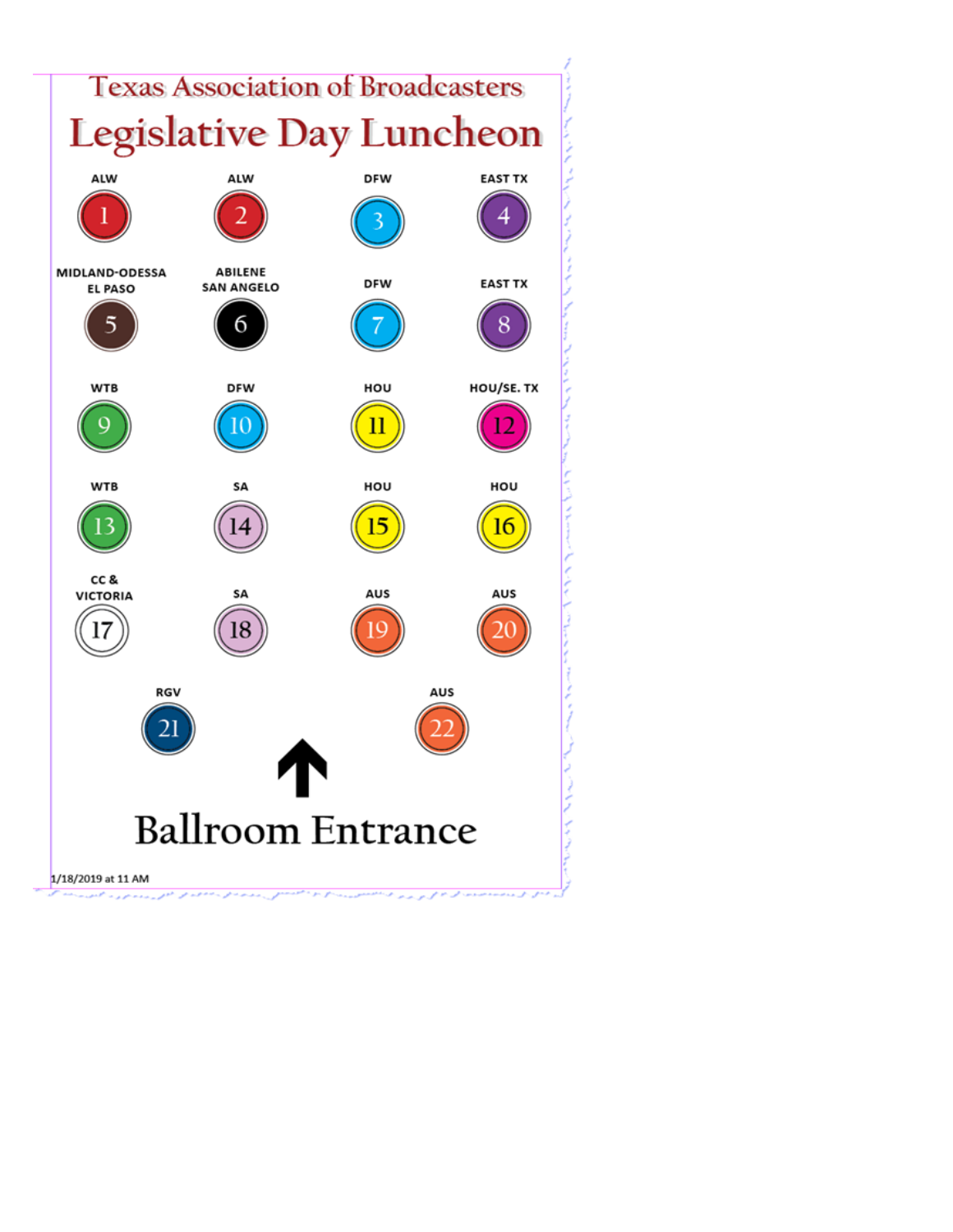# Texas Association of Broadcasters

# Legislative Day Luncheon

| ALW | ALW | DFW | EAST TX |
|---|---|---|---|
| 1 | 2 | 3 | 4 |
| MIDLAND-ODESSA EL PASO | ABILENE SAN ANGELO | DFW | EAST TX |
| 5 | 6 | 7 | 8 |
| WTB | DFW | HOU | HOU/SE. TX |
| 9 | 10 | 11 | 12 |
| WTB | SA | HOU | HOU |
| 13 | 14 | 15 | 16 |
| CC & VICTORIA | SA | AUS | AUS |
| 17 | 18 | 19 | 20 |
| RGV | | | AUS |
| 21 | | | 22 |

↑

## Ballroom Entrance

1/18/2019 at 11 AM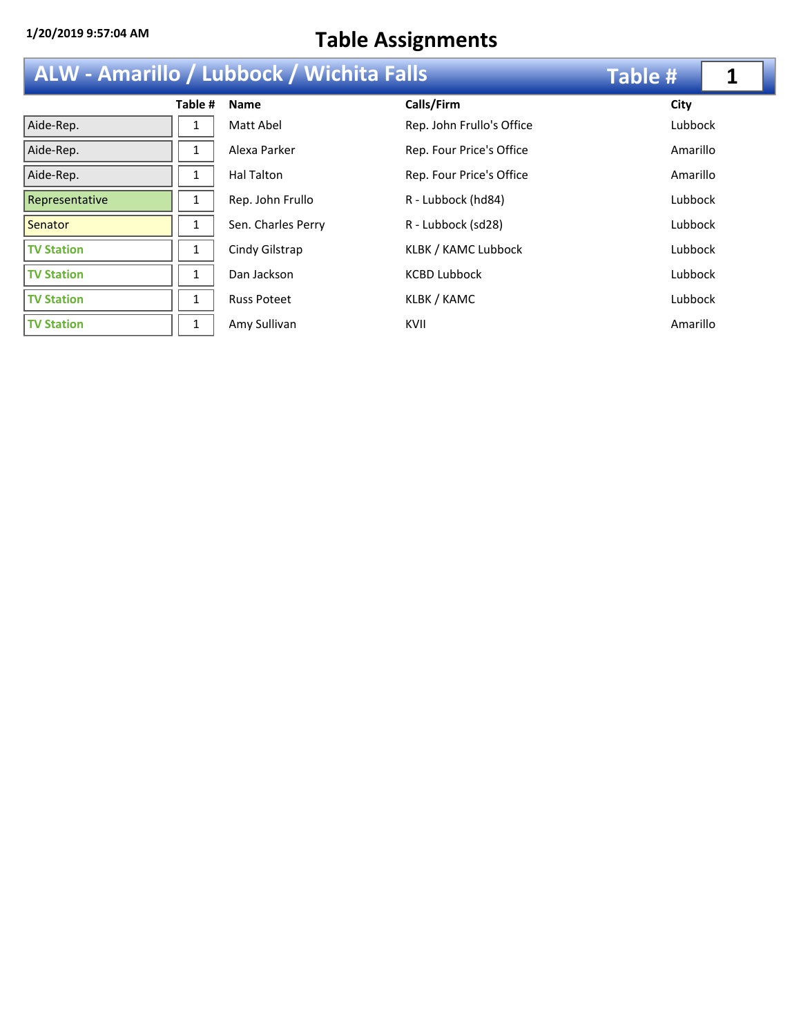1/20/2019 9:57:04 AM

# Table Assignments

## ALW - Amarillo / Lubbock / Wichita Falls    Table # 1

| | Table # | Name | Calls/Firm | City |
|---|---|---|---|---|
| Aide-Rep. | 1 | Matt Abel | Rep. John Frullo's Office | Lubbock |
| Aide-Rep. | 1 | Alexa Parker | Rep. Four Price's Office | Amarillo |
| Aide-Rep. | 1 | Hal Talton | Rep. Four Price's Office | Amarillo |
| Representative | 1 | Rep. John Frullo | R - Lubbock (hd84) | Lubbock |
| Senator | 1 | Sen. Charles Perry | R - Lubbock (sd28) | Lubbock |
| TV Station | 1 | Cindy Gilstrap | KLBK / KAMC Lubbock | Lubbock |
| TV Station | 1 | Dan Jackson | KCBD Lubbock | Lubbock |
| TV Station | 1 | Russ Poteet | KLBK / KAMC | Lubbock |
| TV Station | 1 | Amy Sullivan | KVII | Amarillo |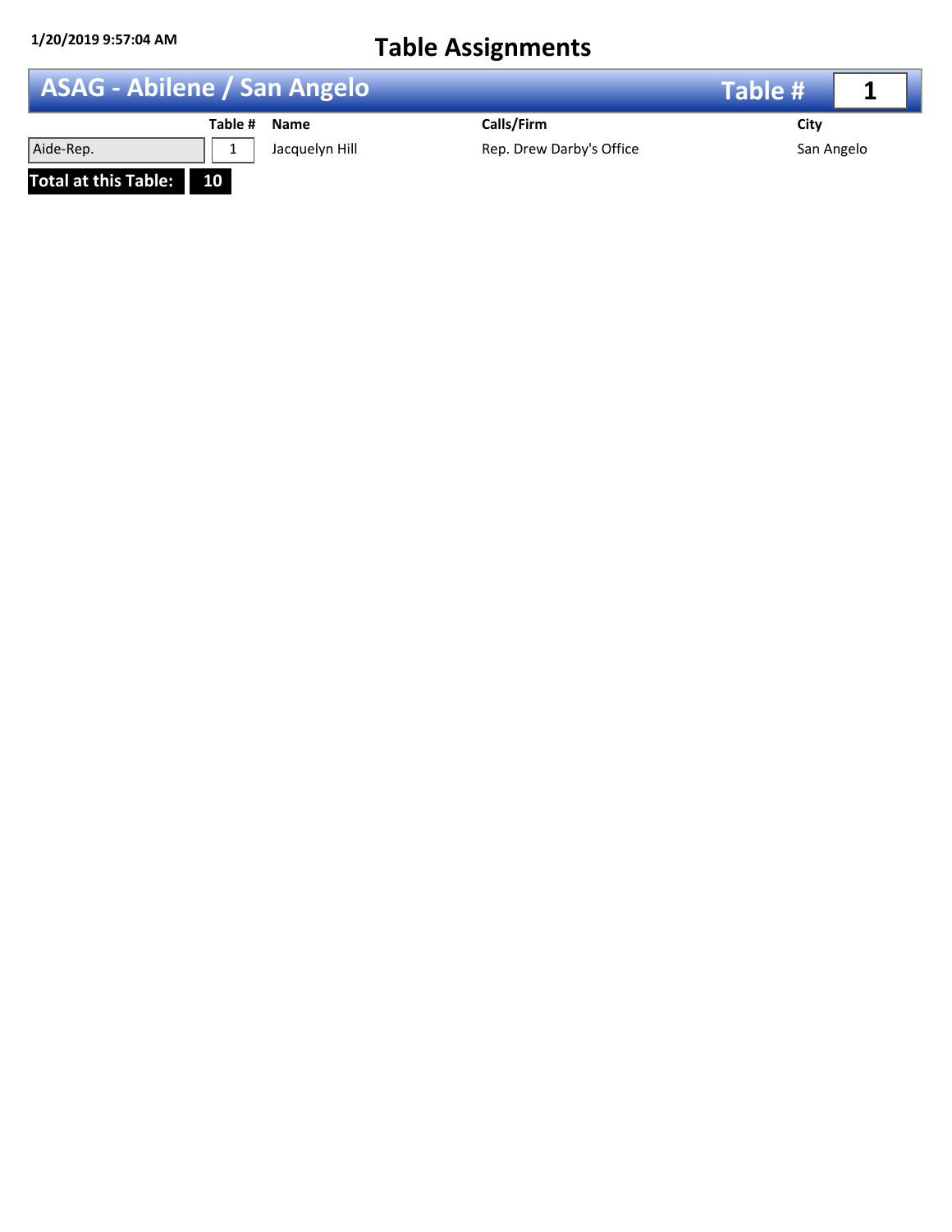1/20/2019 9:57:04 AM

# Table Assignments

## ASAG - Abilene / San Angelo — Table # 1

| | Table # | Name | Calls/Firm | City |
|---|---|---|---|---|
| Aide-Rep. | 1 | Jacquelyn Hill | Rep. Drew Darby's Office | San Angelo |

**Total at this Table: 10**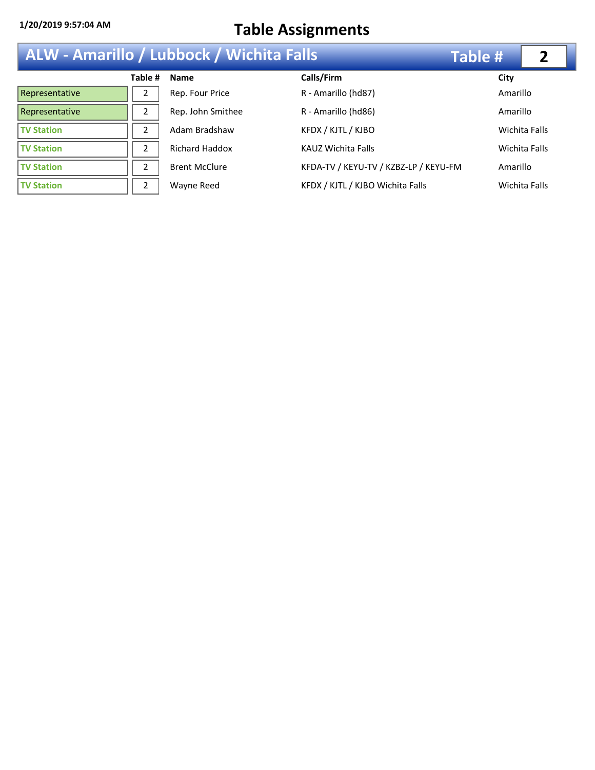1/20/2019 9:57:04 AM

# Table Assignments

## ALW - Amarillo / Lubbock / Wichita Falls — Table # 2

| | Table # | Name | Calls/Firm | City |
|---|---|---|---|---|
| Representative | 2 | Rep. Four Price | R - Amarillo (hd87) | Amarillo |
| Representative | 2 | Rep. John Smithee | R - Amarillo (hd86) | Amarillo |
| TV Station | 2 | Adam Bradshaw | KFDX / KJTL / KJBO | Wichita Falls |
| TV Station | 2 | Richard Haddox | KAUZ Wichita Falls | Wichita Falls |
| TV Station | 2 | Brent McClure | KFDA-TV / KEYU-TV / KZBZ-LP / KEYU-FM | Amarillo |
| TV Station | 2 | Wayne Reed | KFDX / KJTL / KJBO Wichita Falls | Wichita Falls |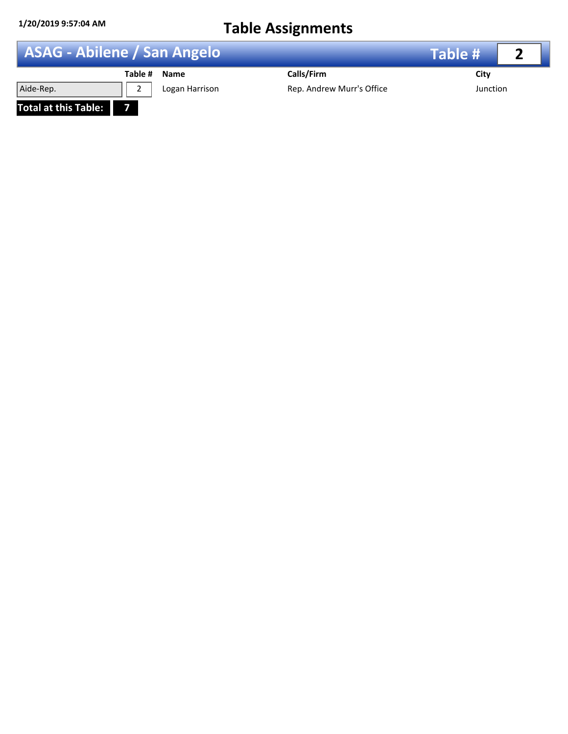1/20/2019 9:57:04 AM

# Table Assignments

## ASAG - Abilene / San Angelo — Table # 2

| | Table # | Name | Calls/Firm | City |
|---|---|---|---|---|
| Aide-Rep. | 2 | Logan Harrison | Rep. Andrew Murr's Office | Junction |

**Total at this Table: 7**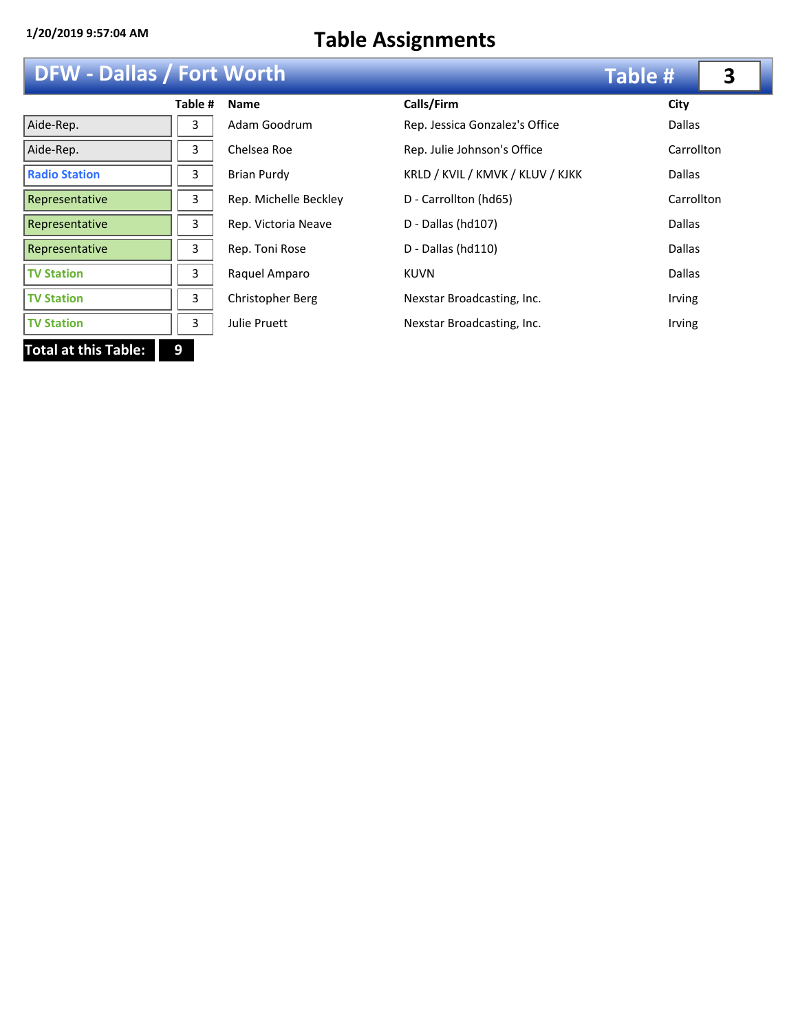1/20/2019 9:57:04 AM

# Table Assignments

## DFW - Dallas / Fort Worth — Table # 3

| | Table # | Name | Calls/Firm | City |
|---|---|---|---|---|
| Aide-Rep. | 3 | Adam Goodrum | Rep. Jessica Gonzalez's Office | Dallas |
| Aide-Rep. | 3 | Chelsea Roe | Rep. Julie Johnson's Office | Carrollton |
| Radio Station | 3 | Brian Purdy | KRLD / KVIL / KMVK / KLUV / KJKK | Dallas |
| Representative | 3 | Rep. Michelle Beckley | D - Carrollton (hd65) | Carrollton |
| Representative | 3 | Rep. Victoria Neave | D - Dallas (hd107) | Dallas |
| Representative | 3 | Rep. Toni Rose | D - Dallas (hd110) | Dallas |
| TV Station | 3 | Raquel Amparo | KUVN | Dallas |
| TV Station | 3 | Christopher Berg | Nexstar Broadcasting, Inc. | Irving |
| TV Station | 3 | Julie Pruett | Nexstar Broadcasting, Inc. | Irving |

**Total at this Table: 9**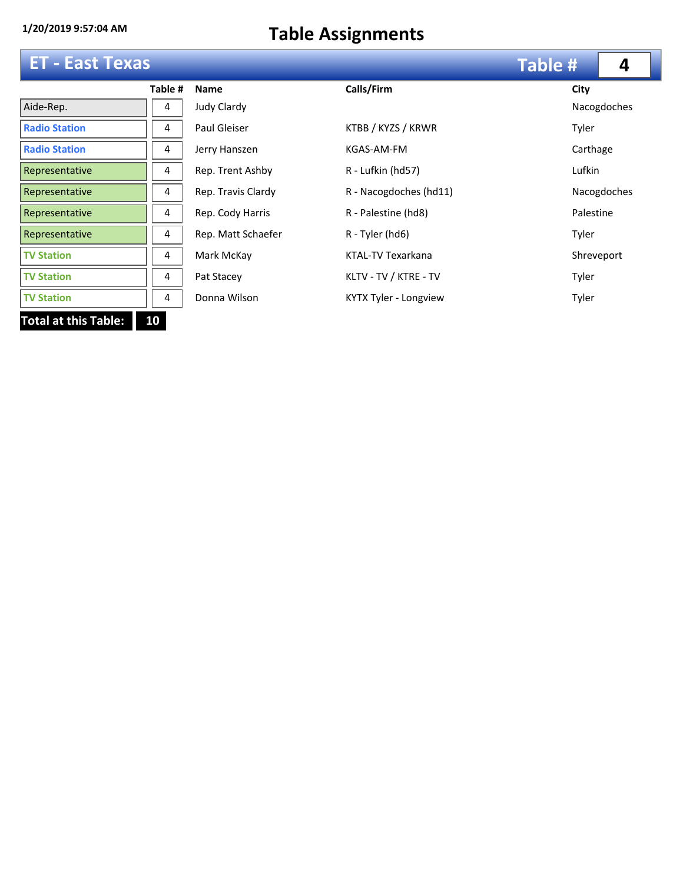1/20/2019 9:57:04 AM

# Table Assignments

## ET - East Texas — Table # 4

| | Table # | Name | Calls/Firm | City |
|---|---|---|---|---|
| Aide-Rep. | 4 | Judy Clardy | | Nacogdoches |
| Radio Station | 4 | Paul Gleiser | KTBB / KYZS / KRWR | Tyler |
| Radio Station | 4 | Jerry Hanszen | KGAS-AM-FM | Carthage |
| Representative | 4 | Rep. Trent Ashby | R - Lufkin (hd57) | Lufkin |
| Representative | 4 | Rep. Travis Clardy | R - Nacogdoches (hd11) | Nacogdoches |
| Representative | 4 | Rep. Cody Harris | R - Palestine (hd8) | Palestine |
| Representative | 4 | Rep. Matt Schaefer | R - Tyler (hd6) | Tyler |
| TV Station | 4 | Mark McKay | KTAL-TV Texarkana | Shreveport |
| TV Station | 4 | Pat Stacey | KLTV - TV / KTRE - TV | Tyler |
| TV Station | 4 | Donna Wilson | KYTX Tyler - Longview | Tyler |

**Total at this Table: 10**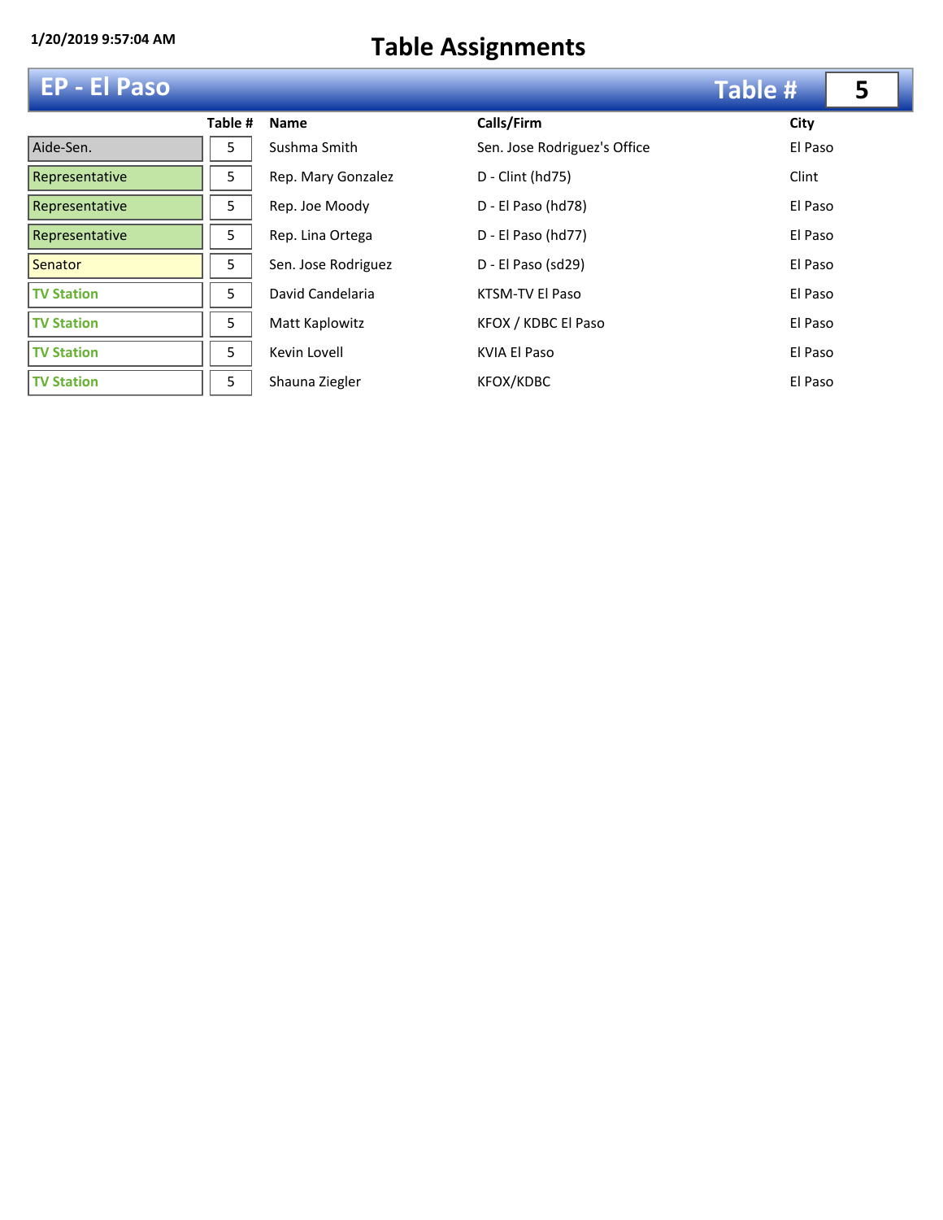1/20/2019 9:57:04 AM

# Table Assignments

## EP - El Paso — Table # 5

| | Table # | Name | Calls/Firm | City |
|---|---|---|---|---|
| Aide-Sen. | 5 | Sushma Smith | Sen. Jose Rodriguez's Office | El Paso |
| Representative | 5 | Rep. Mary Gonzalez | D - Clint (hd75) | Clint |
| Representative | 5 | Rep. Joe Moody | D - El Paso (hd78) | El Paso |
| Representative | 5 | Rep. Lina Ortega | D - El Paso (hd77) | El Paso |
| Senator | 5 | Sen. Jose Rodriguez | D - El Paso (sd29) | El Paso |
| TV Station | 5 | David Candelaria | KTSM-TV El Paso | El Paso |
| TV Station | 5 | Matt Kaplowitz | KFOX / KDBC El Paso | El Paso |
| TV Station | 5 | Kevin Lovell | KVIA El Paso | El Paso |
| TV Station | 5 | Shauna Ziegler | KFOX/KDBC | El Paso |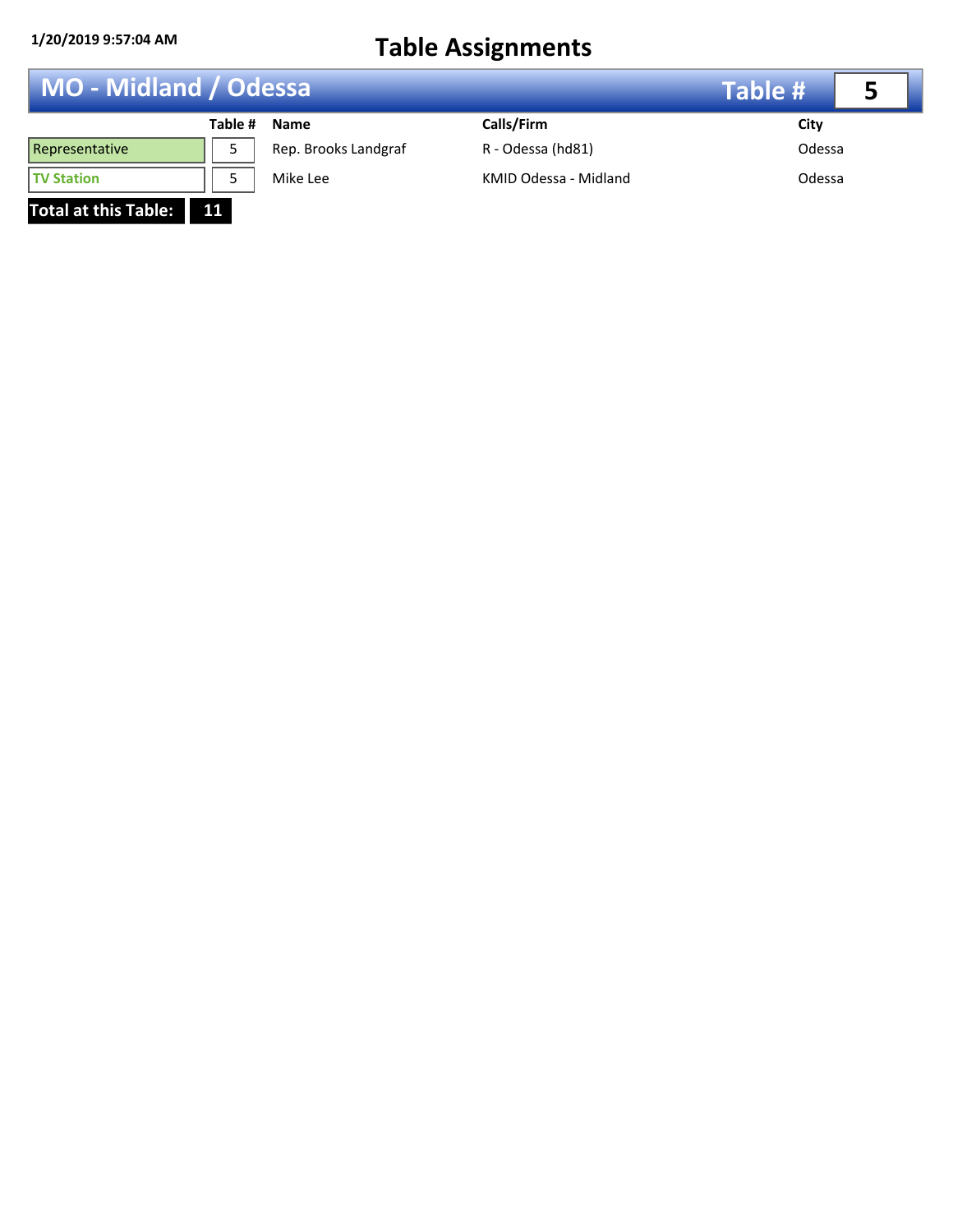1/20/2019 9:57:04 AM

# Table Assignments

## MO - Midland / Odessa — Table # 5

| | Table # | Name | Calls/Firm | City |
|---|---|---|---|---|
| Representative | 5 | Rep. Brooks Landgraf | R - Odessa (hd81) | Odessa |
| TV Station | 5 | Mike Lee | KMID Odessa - Midland | Odessa |

**Total at this Table: 11**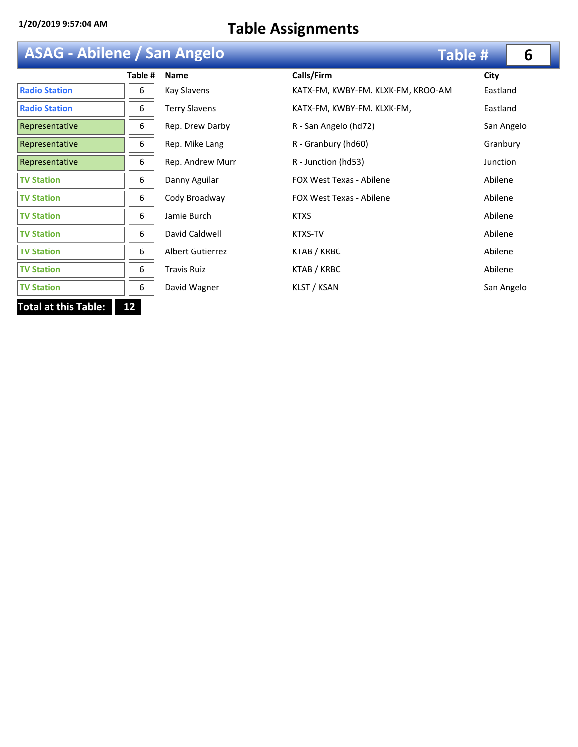1/20/2019 9:57:04 AM

# Table Assignments

## ASAG - Abilene / San Angelo — Table # 6

| | Table # | Name | Calls/Firm | City |
|---|---|---|---|---|
| Radio Station | 6 | Kay Slavens | KATX-FM, KWBY-FM. KLXK-FM, KROO-AM | Eastland |
| Radio Station | 6 | Terry Slavens | KATX-FM, KWBY-FM. KLXK-FM, | Eastland |
| Representative | 6 | Rep. Drew Darby | R - San Angelo (hd72) | San Angelo |
| Representative | 6 | Rep. Mike Lang | R - Granbury (hd60) | Granbury |
| Representative | 6 | Rep. Andrew Murr | R - Junction (hd53) | Junction |
| TV Station | 6 | Danny Aguilar | FOX West Texas - Abilene | Abilene |
| TV Station | 6 | Cody Broadway | FOX West Texas - Abilene | Abilene |
| TV Station | 6 | Jamie Burch | KTXS | Abilene |
| TV Station | 6 | David Caldwell | KTXS-TV | Abilene |
| TV Station | 6 | Albert Gutierrez | KTAB / KRBC | Abilene |
| TV Station | 6 | Travis Ruiz | KTAB / KRBC | Abilene |
| TV Station | 6 | David Wagner | KLST / KSAN | San Angelo |

**Total at this Table: 12**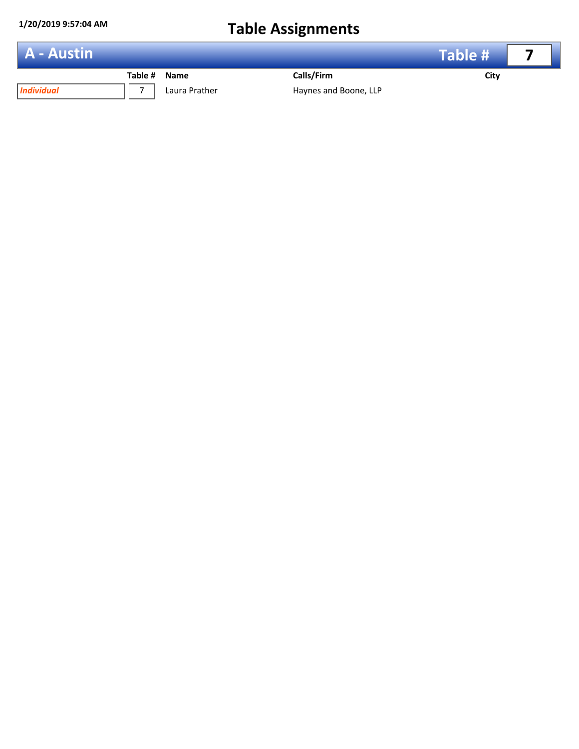1/20/2019 9:57:04 AM

# Table Assignments

## A - Austin — Table # 7

| | Table # | Name | Calls/Firm | City |
|---|---|---|---|---|
| *Individual* | 7 | Laura Prather | Haynes and Boone, LLP | |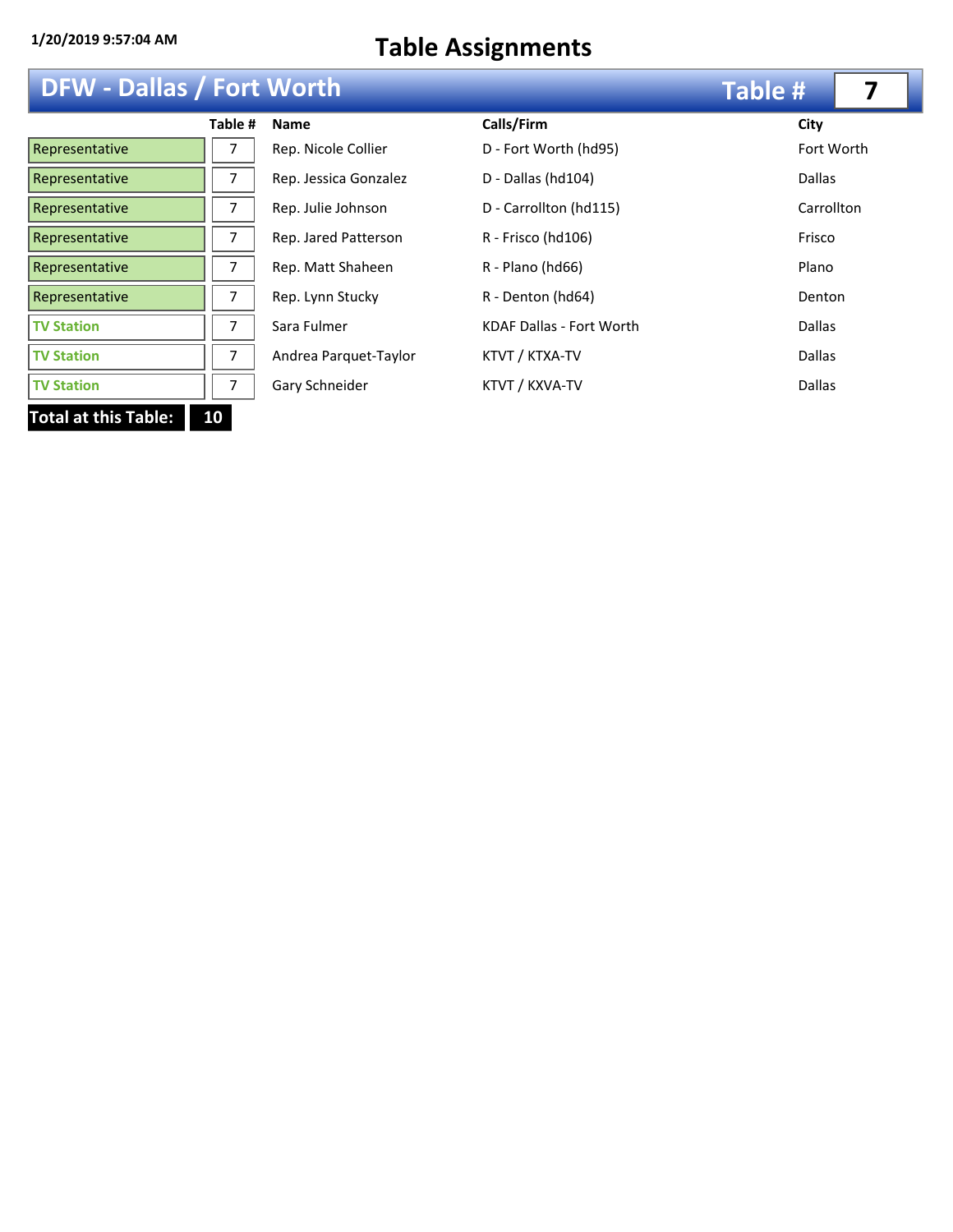1/20/2019 9:57:04 AM

# Table Assignments

## DFW - Dallas / Fort Worth — Table # 7

| | Table # | Name | Calls/Firm | City |
|---|---|---|---|---|
| Representative | 7 | Rep. Nicole Collier | D - Fort Worth (hd95) | Fort Worth |
| Representative | 7 | Rep. Jessica Gonzalez | D - Dallas (hd104) | Dallas |
| Representative | 7 | Rep. Julie Johnson | D - Carrollton (hd115) | Carrollton |
| Representative | 7 | Rep. Jared Patterson | R - Frisco (hd106) | Frisco |
| Representative | 7 | Rep. Matt Shaheen | R - Plano (hd66) | Plano |
| Representative | 7 | Rep. Lynn Stucky | R - Denton (hd64) | Denton |
| TV Station | 7 | Sara Fulmer | KDAF Dallas - Fort Worth | Dallas |
| TV Station | 7 | Andrea Parquet-Taylor | KTVT / KTXA-TV | Dallas |
| TV Station | 7 | Gary Schneider | KTVT / KXVA-TV | Dallas |

**Total at this Table: 10**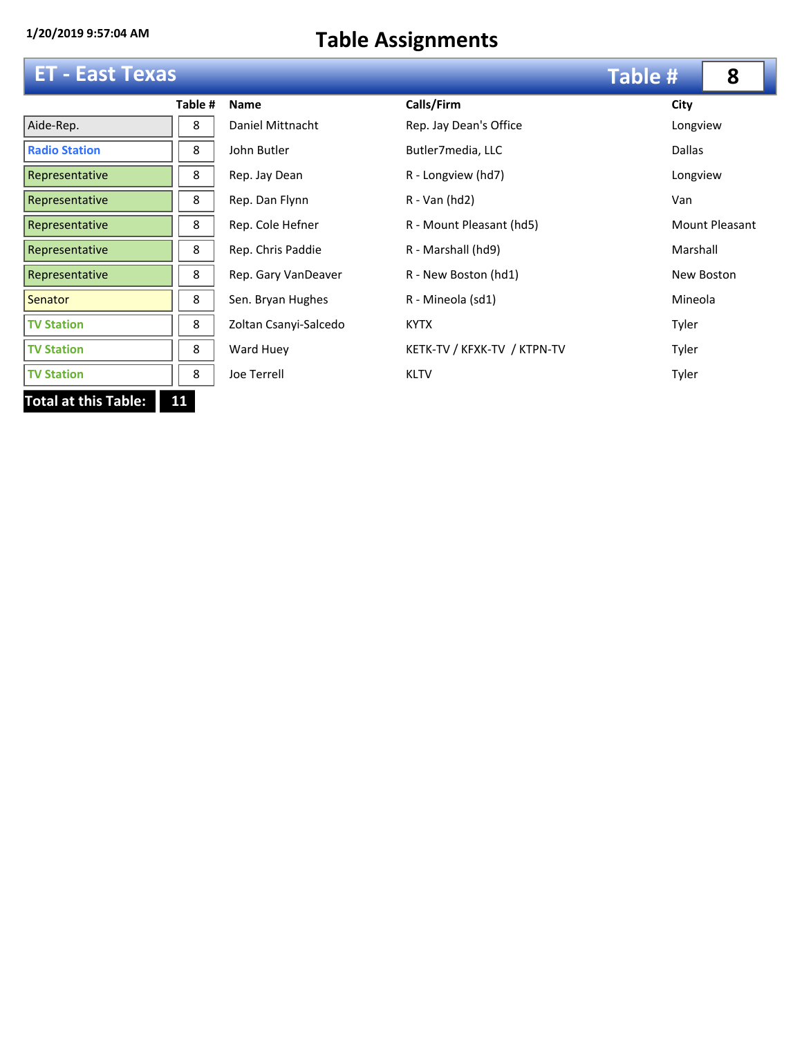1/20/2019 9:57:04 AM

# Table Assignments

## ET - East Texas — Table # 8

| | Table # | Name | Calls/Firm | City |
|---|---|---|---|---|
| Aide-Rep. | 8 | Daniel Mittnacht | Rep. Jay Dean's Office | Longview |
| Radio Station | 8 | John Butler | Butler7media, LLC | Dallas |
| Representative | 8 | Rep. Jay Dean | R - Longview (hd7) | Longview |
| Representative | 8 | Rep. Dan Flynn | R - Van (hd2) | Van |
| Representative | 8 | Rep. Cole Hefner | R - Mount Pleasant (hd5) | Mount Pleasant |
| Representative | 8 | Rep. Chris Paddie | R - Marshall (hd9) | Marshall |
| Representative | 8 | Rep. Gary VanDeaver | R - New Boston (hd1) | New Boston |
| Senator | 8 | Sen. Bryan Hughes | R - Mineola (sd1) | Mineola |
| TV Station | 8 | Zoltan Csanyi-Salcedo | KYTX | Tyler |
| TV Station | 8 | Ward Huey | KETK-TV / KFXK-TV / KTPN-TV | Tyler |
| TV Station | 8 | Joe Terrell | KLTV | Tyler |

**Total at this Table: 11**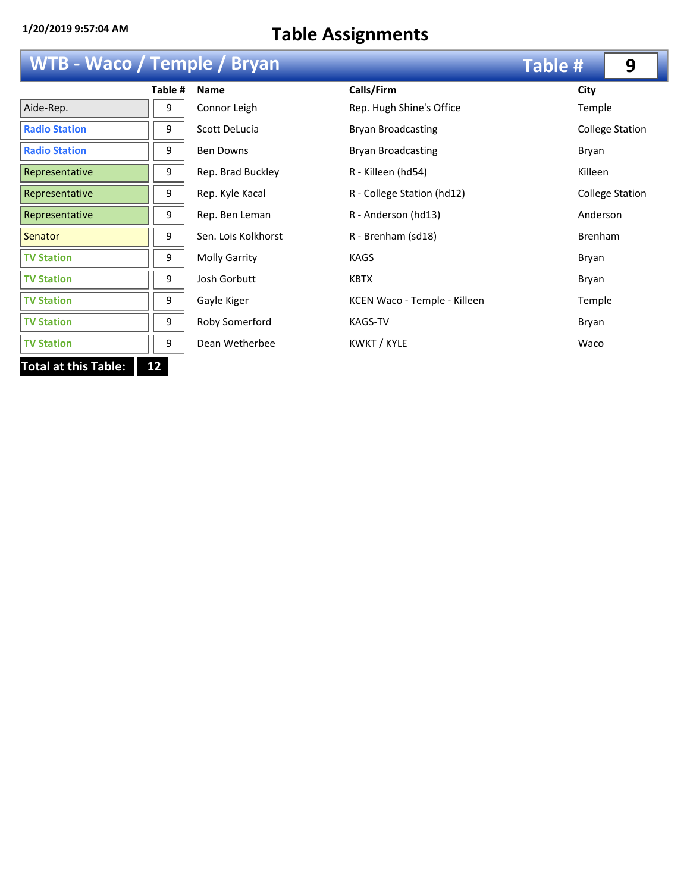1/20/2019 9:57:04 AM

# Table Assignments

## WTB - Waco / Temple / Bryan — Table # 9

| | Table # | Name | Calls/Firm | City |
|---|---|---|---|---|
| Aide-Rep. | 9 | Connor Leigh | Rep. Hugh Shine's Office | Temple |
| Radio Station | 9 | Scott DeLucia | Bryan Broadcasting | College Station |
| Radio Station | 9 | Ben Downs | Bryan Broadcasting | Bryan |
| Representative | 9 | Rep. Brad Buckley | R - Killeen (hd54) | Killeen |
| Representative | 9 | Rep. Kyle Kacal | R - College Station (hd12) | College Station |
| Representative | 9 | Rep. Ben Leman | R - Anderson (hd13) | Anderson |
| Senator | 9 | Sen. Lois Kolkhorst | R - Brenham (sd18) | Brenham |
| TV Station | 9 | Molly Garrity | KAGS | Bryan |
| TV Station | 9 | Josh Gorbutt | KBTX | Bryan |
| TV Station | 9 | Gayle Kiger | KCEN Waco - Temple - Killeen | Temple |
| TV Station | 9 | Roby Somerford | KAGS-TV | Bryan |
| TV Station | 9 | Dean Wetherbee | KWKT / KYLE | Waco |

**Total at this Table: 12**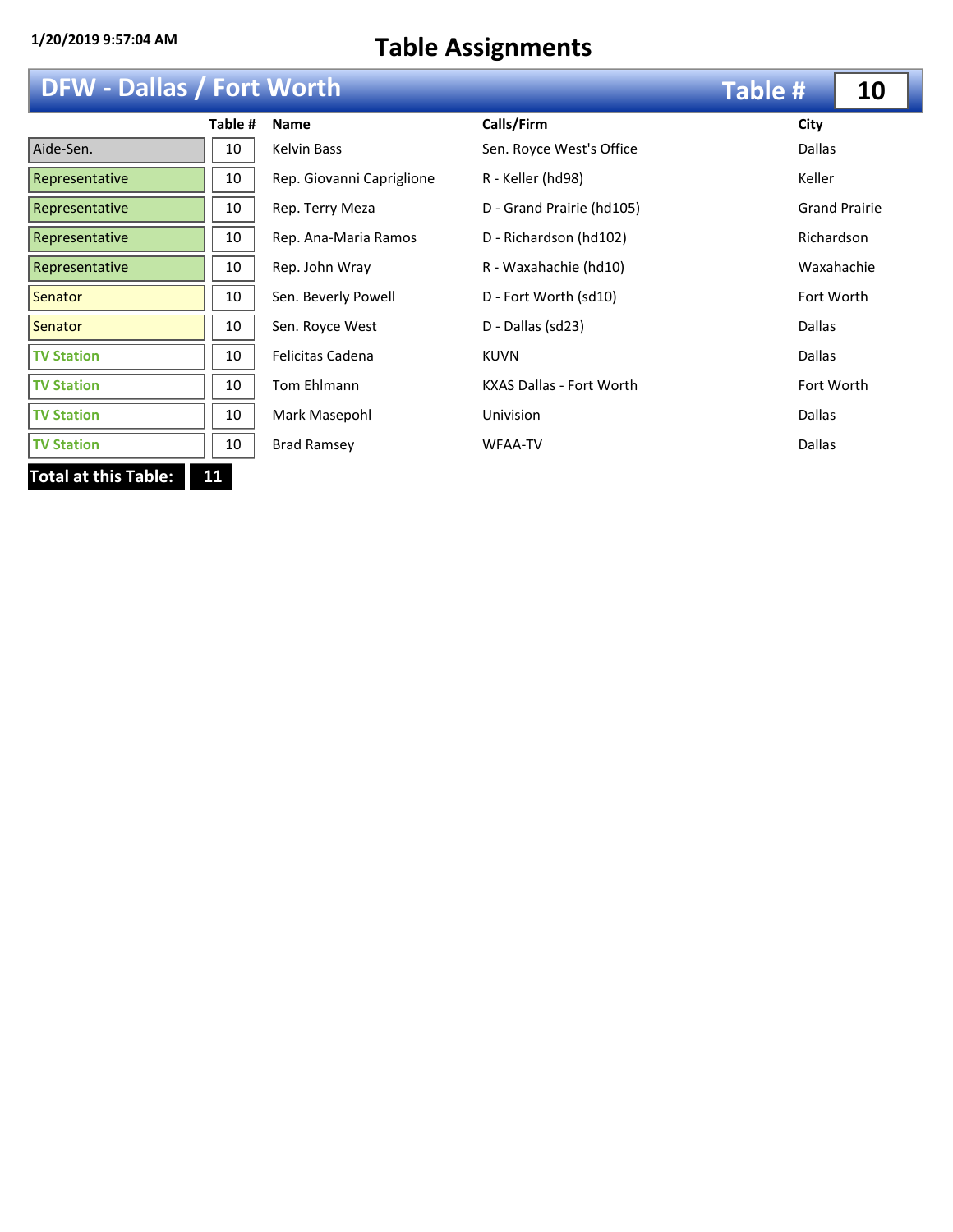1/20/2019 9:57:04 AM

# Table Assignments

## DFW - Dallas / Fort Worth — Table # 10

| | Table # | Name | Calls/Firm | City |
|---|---|---|---|---|
| Aide-Sen. | 10 | Kelvin Bass | Sen. Royce West's Office | Dallas |
| Representative | 10 | Rep. Giovanni Capriglione | R - Keller (hd98) | Keller |
| Representative | 10 | Rep. Terry Meza | D - Grand Prairie (hd105) | Grand Prairie |
| Representative | 10 | Rep. Ana-Maria Ramos | D - Richardson (hd102) | Richardson |
| Representative | 10 | Rep. John Wray | R - Waxahachie (hd10) | Waxahachie |
| Senator | 10 | Sen. Beverly Powell | D - Fort Worth (sd10) | Fort Worth |
| Senator | 10 | Sen. Royce West | D - Dallas (sd23) | Dallas |
| TV Station | 10 | Felicitas Cadena | KUVN | Dallas |
| TV Station | 10 | Tom Ehlmann | KXAS Dallas - Fort Worth | Fort Worth |
| TV Station | 10 | Mark Masepohl | Univision | Dallas |
| TV Station | 10 | Brad Ramsey | WFAA-TV | Dallas |

**Total at this Table: 11**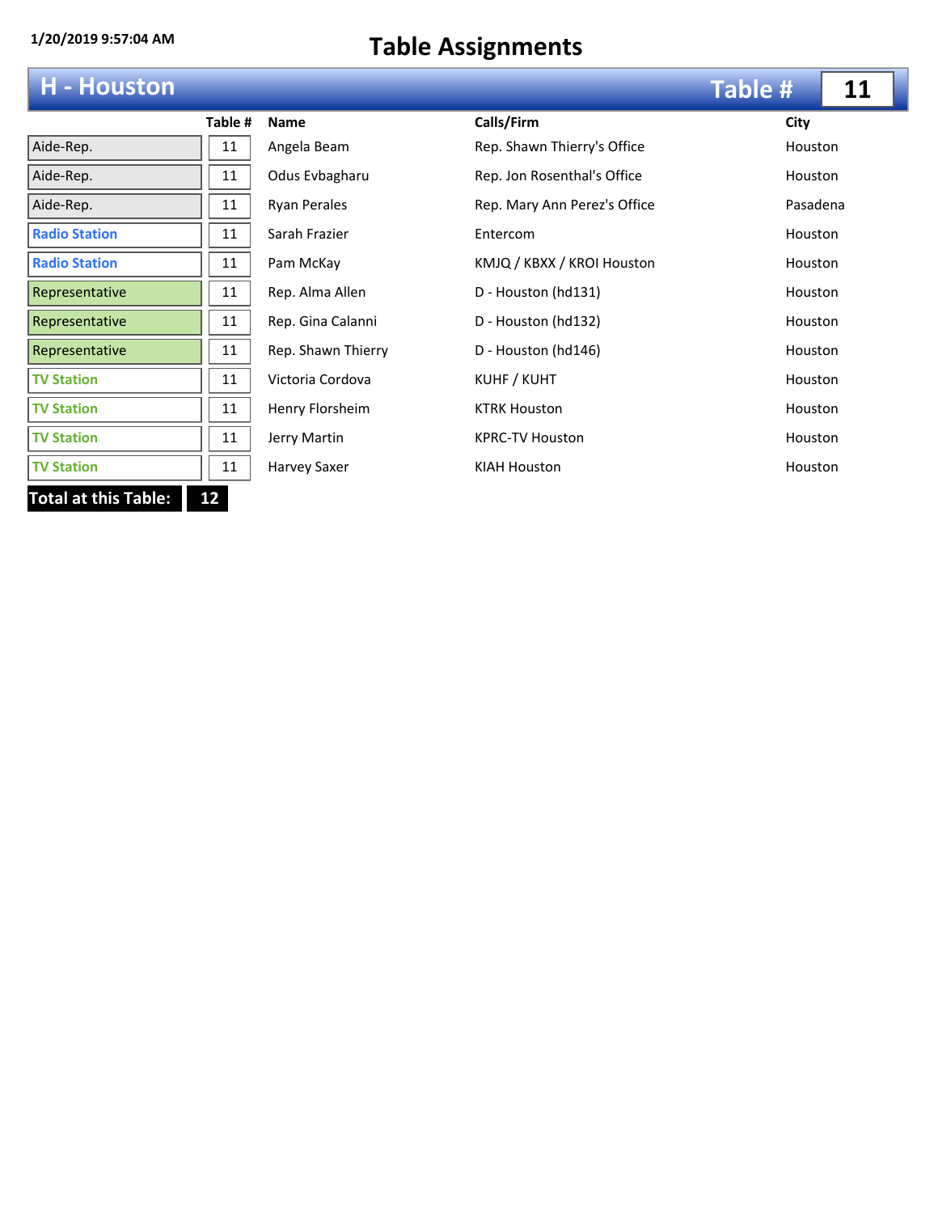1/20/2019 9:57:04 AM

# Table Assignments

## H - Houston — Table # 11

| | Table # | Name | Calls/Firm | City |
|---|---|---|---|---|
| Aide-Rep. | 11 | Angela Beam | Rep. Shawn Thierry's Office | Houston |
| Aide-Rep. | 11 | Odus Evbagharu | Rep. Jon Rosenthal's Office | Houston |
| Aide-Rep. | 11 | Ryan Perales | Rep. Mary Ann Perez's Office | Pasadena |
| Radio Station | 11 | Sarah Frazier | Entercom | Houston |
| Radio Station | 11 | Pam McKay | KMJQ / KBXX / KROI Houston | Houston |
| Representative | 11 | Rep. Alma Allen | D - Houston (hd131) | Houston |
| Representative | 11 | Rep. Gina Calanni | D - Houston (hd132) | Houston |
| Representative | 11 | Rep. Shawn Thierry | D - Houston (hd146) | Houston |
| TV Station | 11 | Victoria Cordova | KUHF / KUHT | Houston |
| TV Station | 11 | Henry Florsheim | KTRK Houston | Houston |
| TV Station | 11 | Jerry Martin | KPRC-TV Houston | Houston |
| TV Station | 11 | Harvey Saxer | KIAH Houston | Houston |

**Total at this Table: 12**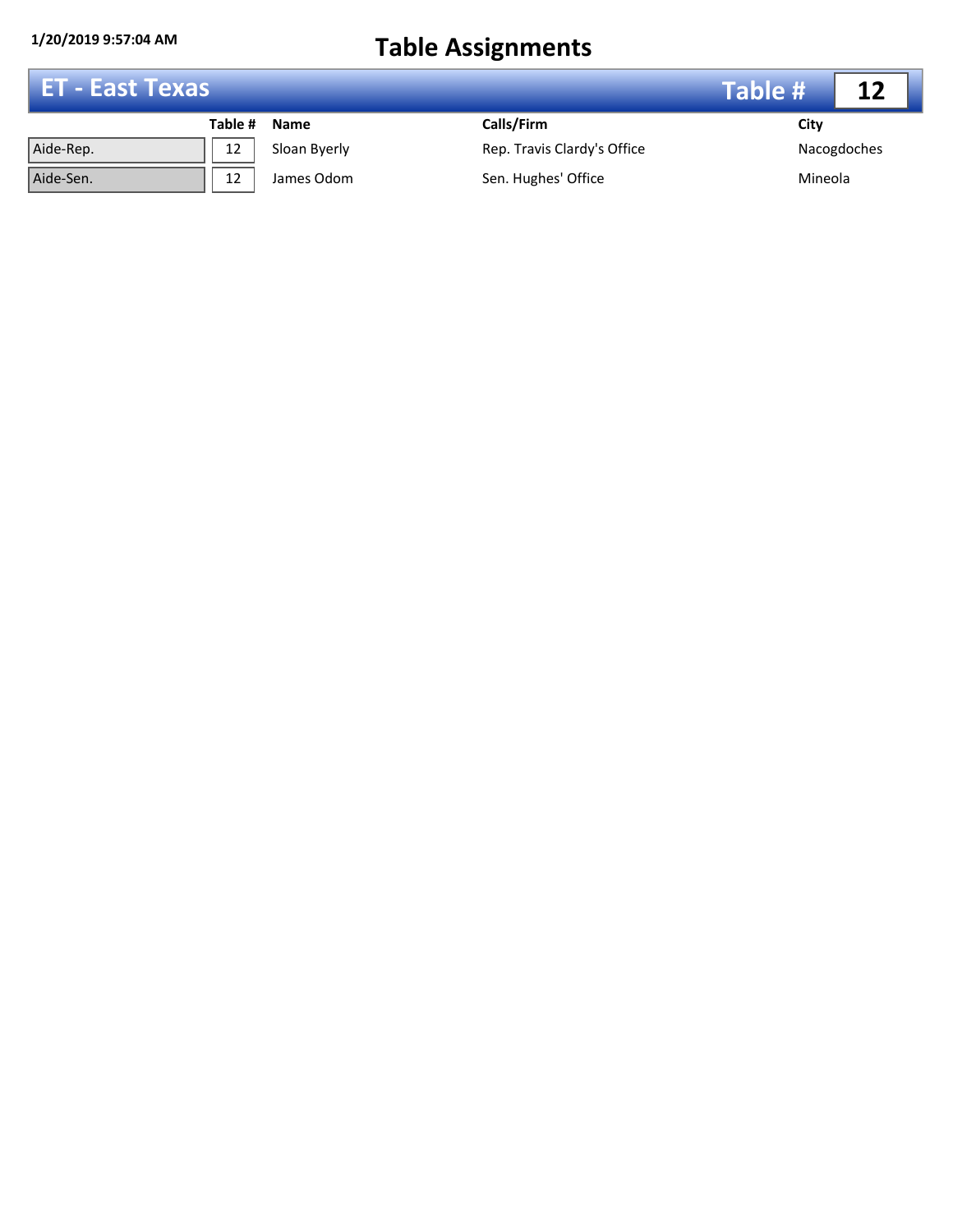1/20/2019 9:57:04 AM

# Table Assignments

## ET - East Texas — Table # 12

| | Table # | Name | Calls/Firm | City |
|---|---|---|---|---|
| Aide-Rep. | 12 | Sloan Byerly | Rep. Travis Clardy's Office | Nacogdoches |
| Aide-Sen. | 12 | James Odom | Sen. Hughes' Office | Mineola |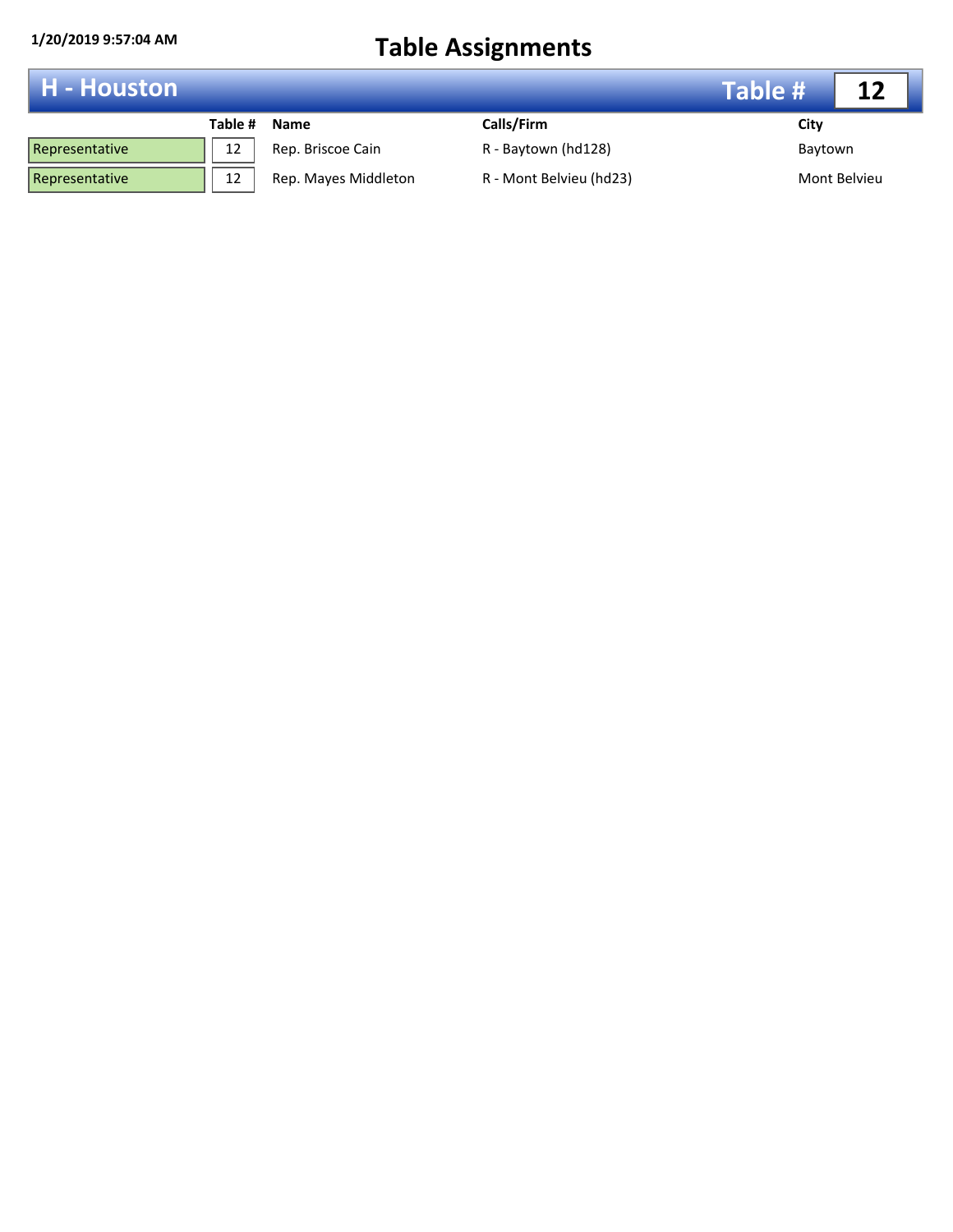1/20/2019 9:57:04 AM

# Table Assignments

## H - Houston — Table # 12

| | Table # | Name | Calls/Firm | City |
|---|---|---|---|---|
| Representative | 12 | Rep. Briscoe Cain | R - Baytown (hd128) | Baytown |
| Representative | 12 | Rep. Mayes Middleton | R - Mont Belvieu (hd23) | Mont Belvieu |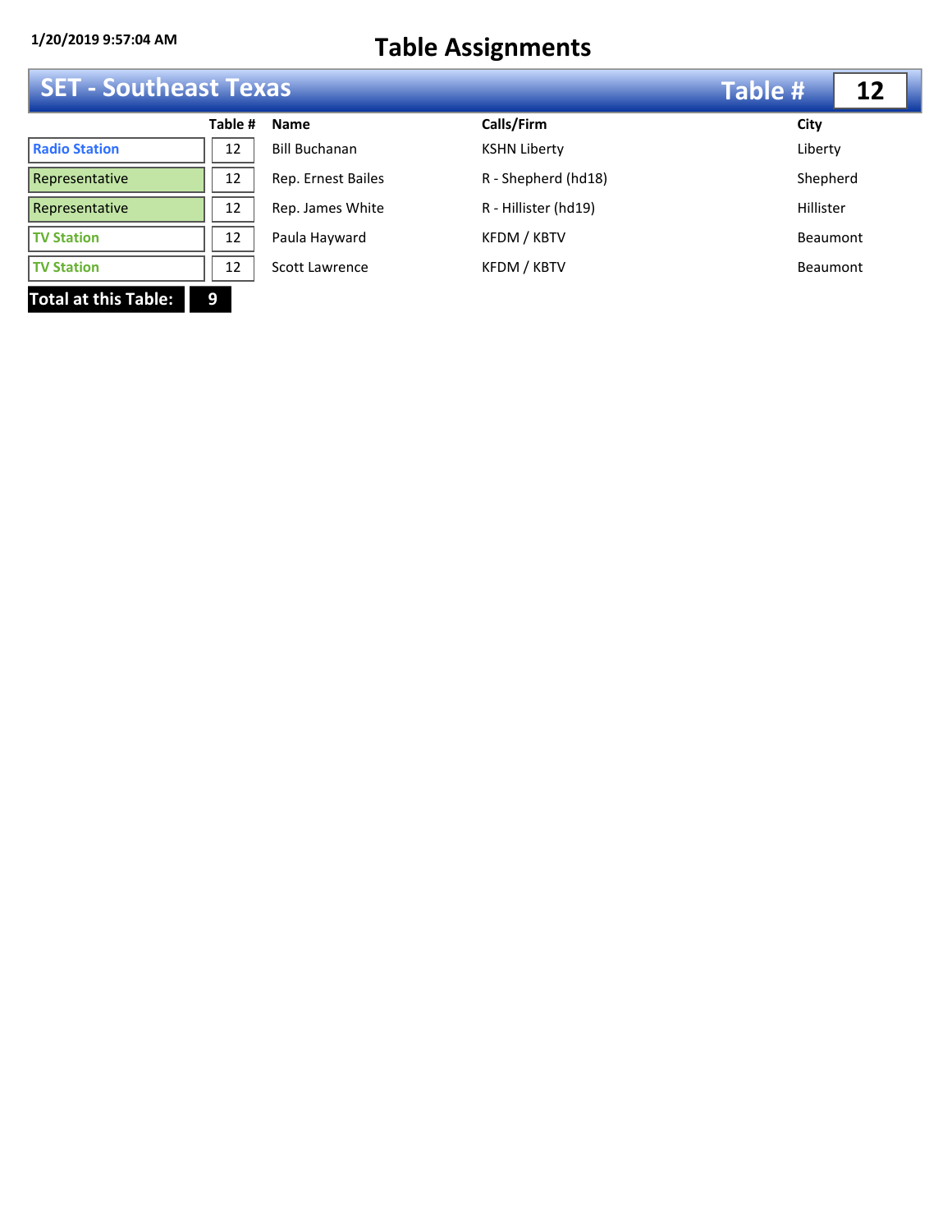1/20/2019 9:57:04 AM

# Table Assignments

## SET - Southeast Texas — Table # 12

| | Table # | Name | Calls/Firm | City |
|---|---|---|---|---|
| Radio Station | 12 | Bill Buchanan | KSHN Liberty | Liberty |
| Representative | 12 | Rep. Ernest Bailes | R - Shepherd (hd18) | Shepherd |
| Representative | 12 | Rep. James White | R - Hillister (hd19) | Hillister |
| TV Station | 12 | Paula Hayward | KFDM / KBTV | Beaumont |
| TV Station | 12 | Scott Lawrence | KFDM / KBTV | Beaumont |

**Total at this Table: 9**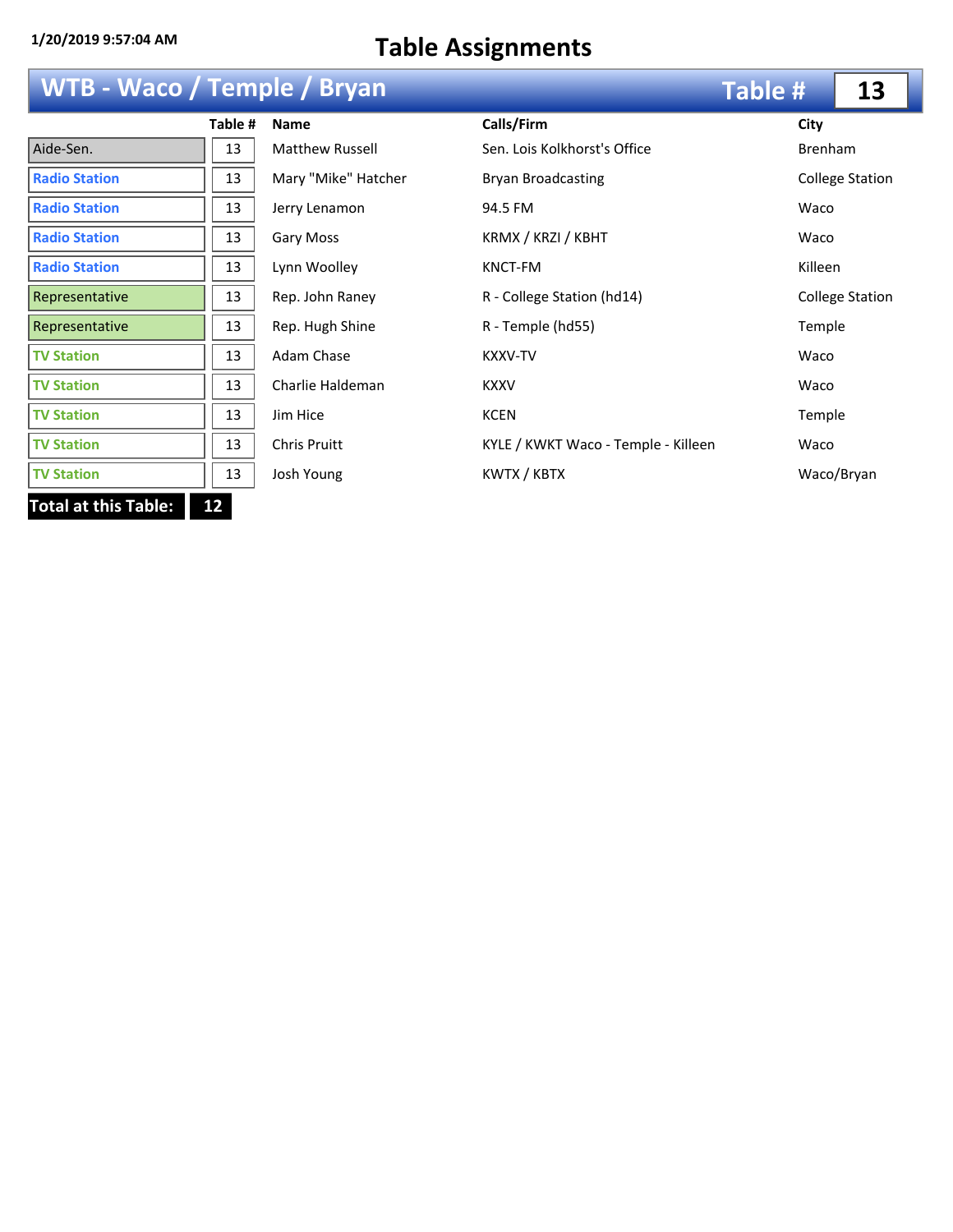1/20/2019 9:57:04 AM

# Table Assignments

## WTB - Waco / Temple / Bryan — Table # 13

| | Table # | Name | Calls/Firm | City |
|---|---|---|---|---|
| Aide-Sen. | 13 | Matthew Russell | Sen. Lois Kolkhorst's Office | Brenham |
| Radio Station | 13 | Mary "Mike" Hatcher | Bryan Broadcasting | College Station |
| Radio Station | 13 | Jerry Lenamon | 94.5 FM | Waco |
| Radio Station | 13 | Gary Moss | KRMX / KRZI / KBHT | Waco |
| Radio Station | 13 | Lynn Woolley | KNCT-FM | Killeen |
| Representative | 13 | Rep. John Raney | R - College Station (hd14) | College Station |
| Representative | 13 | Rep. Hugh Shine | R - Temple (hd55) | Temple |
| TV Station | 13 | Adam Chase | KXXV-TV | Waco |
| TV Station | 13 | Charlie Haldeman | KXXV | Waco |
| TV Station | 13 | Jim Hice | KCEN | Temple |
| TV Station | 13 | Chris Pruitt | KYLE / KWKT Waco - Temple - Killeen | Waco |
| TV Station | 13 | Josh Young | KWTX / KBTX | Waco/Bryan |

**Total at this Table: 12**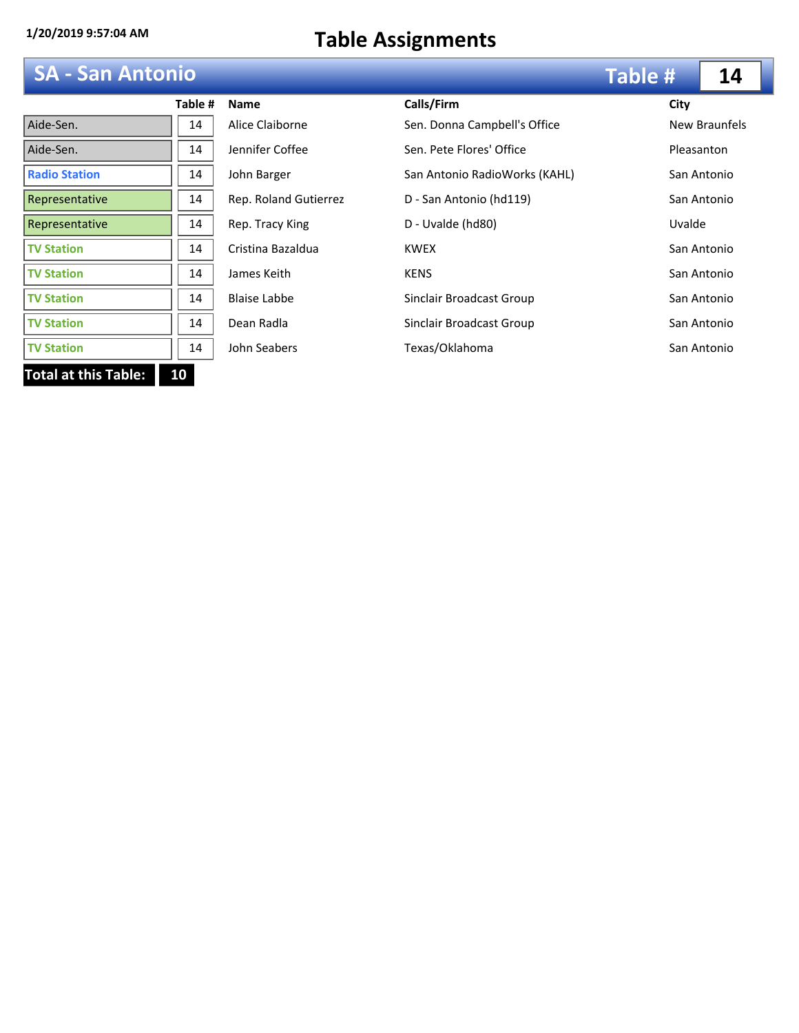1/20/2019 9:57:04 AM

# Table Assignments

## SA - San Antonio — Table # 14

| | Table # | Name | Calls/Firm | City |
|---|---|---|---|---|
| Aide-Sen. | 14 | Alice Claiborne | Sen. Donna Campbell's Office | New Braunfels |
| Aide-Sen. | 14 | Jennifer Coffee | Sen. Pete Flores' Office | Pleasanton |
| Radio Station | 14 | John Barger | San Antonio RadioWorks (KAHL) | San Antonio |
| Representative | 14 | Rep. Roland Gutierrez | D - San Antonio (hd119) | San Antonio |
| Representative | 14 | Rep. Tracy King | D - Uvalde (hd80) | Uvalde |
| TV Station | 14 | Cristina Bazaldua | KWEX | San Antonio |
| TV Station | 14 | James Keith | KENS | San Antonio |
| TV Station | 14 | Blaise Labbe | Sinclair Broadcast Group | San Antonio |
| TV Station | 14 | Dean Radla | Sinclair Broadcast Group | San Antonio |
| TV Station | 14 | John Seabers | Texas/Oklahoma | San Antonio |

**Total at this Table: 10**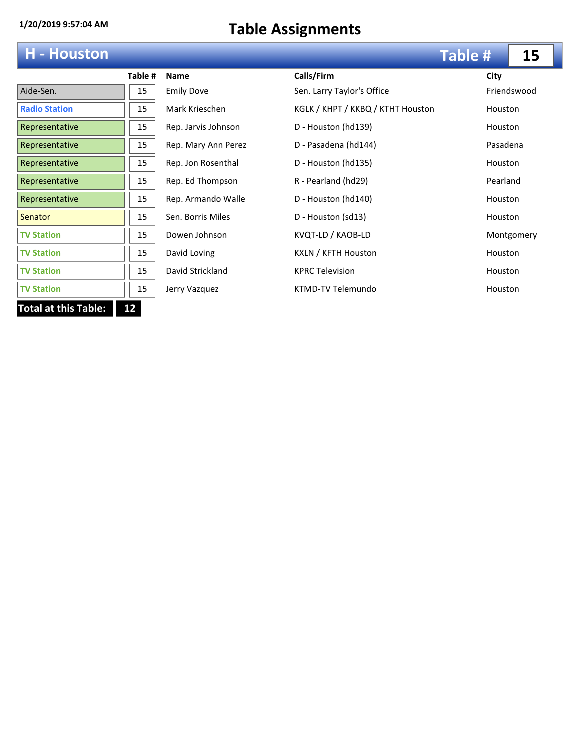1/20/2019 9:57:04 AM

# Table Assignments

## H - Houston — Table # 15

| | Table # | Name | Calls/Firm | City |
|---|---|---|---|---|
| Aide-Sen. | 15 | Emily Dove | Sen. Larry Taylor's Office | Friendswood |
| Radio Station | 15 | Mark Krieschen | KGLK / KHPT / KKBQ / KTHT Houston | Houston |
| Representative | 15 | Rep. Jarvis Johnson | D - Houston (hd139) | Houston |
| Representative | 15 | Rep. Mary Ann Perez | D - Pasadena (hd144) | Pasadena |
| Representative | 15 | Rep. Jon Rosenthal | D - Houston (hd135) | Houston |
| Representative | 15 | Rep. Ed Thompson | R - Pearland (hd29) | Pearland |
| Representative | 15 | Rep. Armando Walle | D - Houston (hd140) | Houston |
| Senator | 15 | Sen. Borris Miles | D - Houston (sd13) | Houston |
| TV Station | 15 | Dowen Johnson | KVQT-LD / KAOB-LD | Montgomery |
| TV Station | 15 | David Loving | KXLN / KFTH Houston | Houston |
| TV Station | 15 | David Strickland | KPRC Television | Houston |
| TV Station | 15 | Jerry Vazquez | KTMD-TV Telemundo | Houston |

**Total at this Table: 12**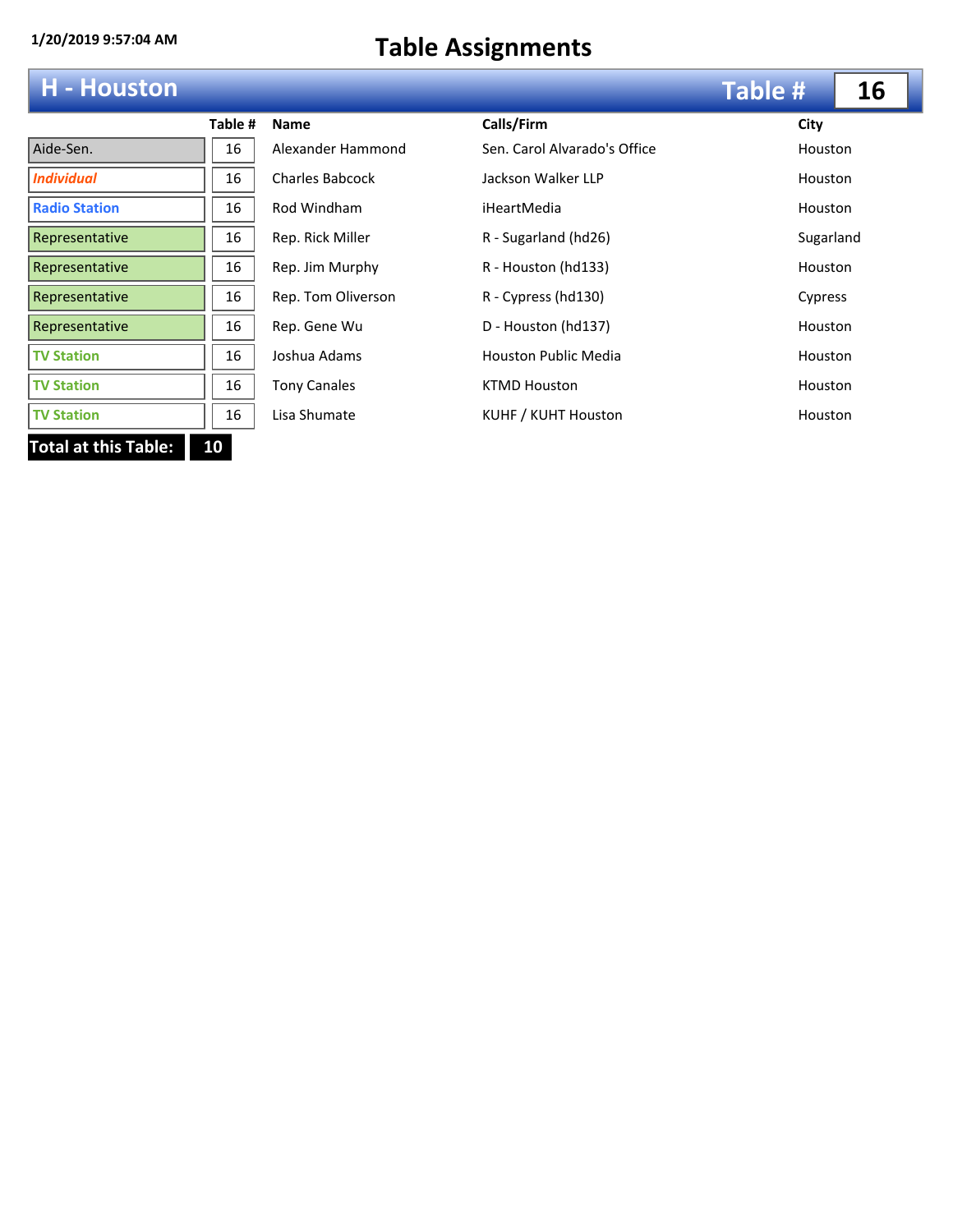1/20/2019 9:57:04 AM

# Table Assignments

## H - Houston — Table # 16

| | Table # | Name | Calls/Firm | City |
|---|---|---|---|---|
| Aide-Sen. | 16 | Alexander Hammond | Sen. Carol Alvarado's Office | Houston |
| *Individual* | 16 | Charles Babcock | Jackson Walker LLP | Houston |
| Radio Station | 16 | Rod Windham | iHeartMedia | Houston |
| Representative | 16 | Rep. Rick Miller | R - Sugarland (hd26) | Sugarland |
| Representative | 16 | Rep. Jim Murphy | R - Houston (hd133) | Houston |
| Representative | 16 | Rep. Tom Oliverson | R - Cypress (hd130) | Cypress |
| Representative | 16 | Rep. Gene Wu | D - Houston (hd137) | Houston |
| TV Station | 16 | Joshua Adams | Houston Public Media | Houston |
| TV Station | 16 | Tony Canales | KTMD Houston | Houston |
| TV Station | 16 | Lisa Shumate | KUHF / KUHT Houston | Houston |

**Total at this Table: 10**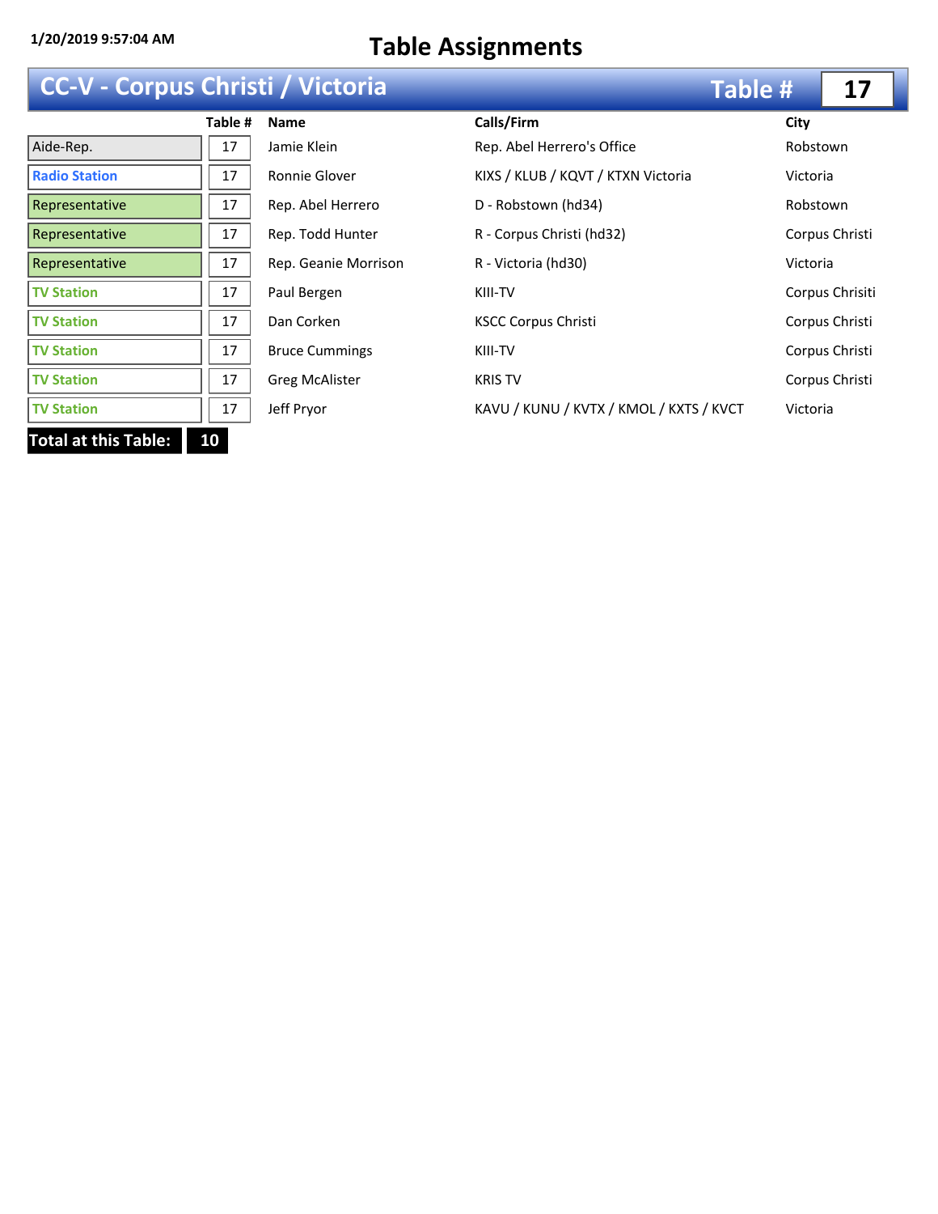1/20/2019 9:57:04 AM

# Table Assignments

## CC-V - Corpus Christi / Victoria — Table # 17

| | Table # | Name | Calls/Firm | City |
|---|---|---|---|---|
| Aide-Rep. | 17 | Jamie Klein | Rep. Abel Herrero's Office | Robstown |
| Radio Station | 17 | Ronnie Glover | KIXS / KLUB / KQVT / KTXN Victoria | Victoria |
| Representative | 17 | Rep. Abel Herrero | D - Robstown (hd34) | Robstown |
| Representative | 17 | Rep. Todd Hunter | R - Corpus Christi (hd32) | Corpus Christi |
| Representative | 17 | Rep. Geanie Morrison | R - Victoria (hd30) | Victoria |
| TV Station | 17 | Paul Bergen | KIII-TV | Corpus Chrisiti |
| TV Station | 17 | Dan Corken | KSCC Corpus Christi | Corpus Christi |
| TV Station | 17 | Bruce Cummings | KIII-TV | Corpus Christi |
| TV Station | 17 | Greg McAlister | KRIS TV | Corpus Christi |
| TV Station | 17 | Jeff Pryor | KAVU / KUNU / KVTX / KMOL / KXTS / KVCT | Victoria |

**Total at this Table: 10**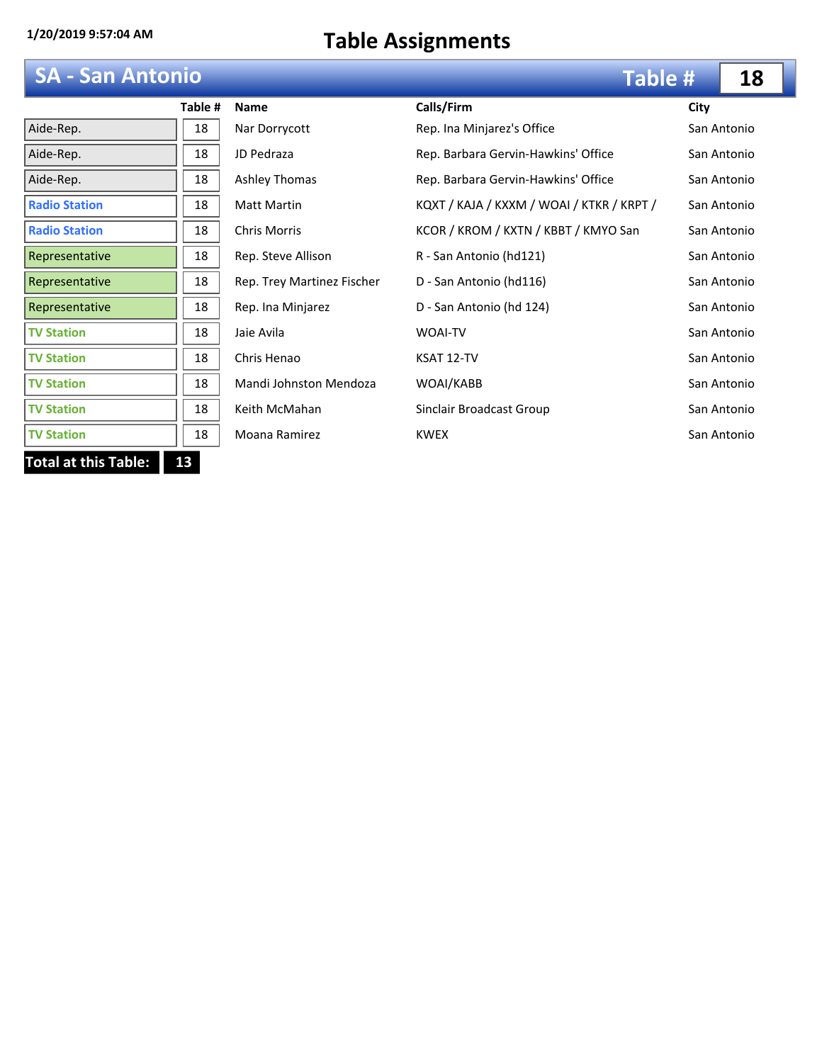1/20/2019 9:57:04 AM

# Table Assignments

## SA - San Antonio — Table # 18

| | Table # | Name | Calls/Firm | City |
|---|---|---|---|---|
| Aide-Rep. | 18 | Nar Dorrycott | Rep. Ina Minjarez's Office | San Antonio |
| Aide-Rep. | 18 | JD Pedraza | Rep. Barbara Gervin-Hawkins' Office | San Antonio |
| Aide-Rep. | 18 | Ashley Thomas | Rep. Barbara Gervin-Hawkins' Office | San Antonio |
| Radio Station | 18 | Matt Martin | KQXT / KAJA / KXXM / WOAI / KTKR / KRPT / | San Antonio |
| Radio Station | 18 | Chris Morris | KCOR / KROM / KXTN / KBBT / KMYO San | San Antonio |
| Representative | 18 | Rep. Steve Allison | R - San Antonio (hd121) | San Antonio |
| Representative | 18 | Rep. Trey Martinez Fischer | D - San Antonio (hd116) | San Antonio |
| Representative | 18 | Rep. Ina Minjarez | D - San Antonio (hd 124) | San Antonio |
| TV Station | 18 | Jaie Avila | WOAI-TV | San Antonio |
| TV Station | 18 | Chris Henao | KSAT 12-TV | San Antonio |
| TV Station | 18 | Mandi Johnston Mendoza | WOAI/KABB | San Antonio |
| TV Station | 18 | Keith McMahan | Sinclair Broadcast Group | San Antonio |
| TV Station | 18 | Moana Ramirez | KWEX | San Antonio |

**Total at this Table: 13**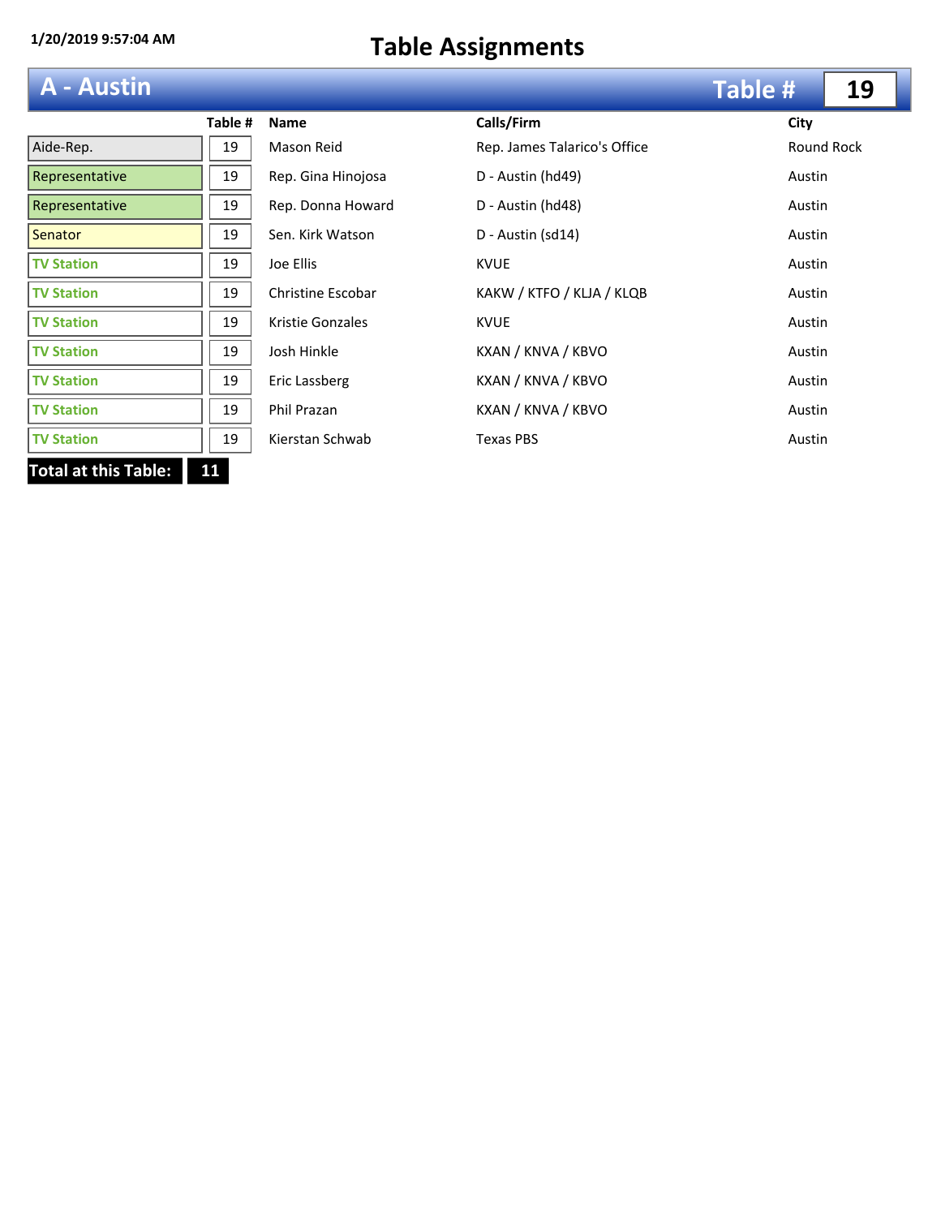1/20/2019 9:57:04 AM

# Table Assignments

## A - Austin — Table # 19

| | Table # | Name | Calls/Firm | City |
|---|---|---|---|---|
| Aide-Rep. | 19 | Mason Reid | Rep. James Talarico's Office | Round Rock |
| Representative | 19 | Rep. Gina Hinojosa | D - Austin (hd49) | Austin |
| Representative | 19 | Rep. Donna Howard | D - Austin (hd48) | Austin |
| Senator | 19 | Sen. Kirk Watson | D - Austin (sd14) | Austin |
| TV Station | 19 | Joe Ellis | KVUE | Austin |
| TV Station | 19 | Christine Escobar | KAKW / KTFO / KLJA / KLQB | Austin |
| TV Station | 19 | Kristie Gonzales | KVUE | Austin |
| TV Station | 19 | Josh Hinkle | KXAN / KNVA / KBVO | Austin |
| TV Station | 19 | Eric Lassberg | KXAN / KNVA / KBVO | Austin |
| TV Station | 19 | Phil Prazan | KXAN / KNVA / KBVO | Austin |
| TV Station | 19 | Kierstan Schwab | Texas PBS | Austin |

**Total at this Table: 11**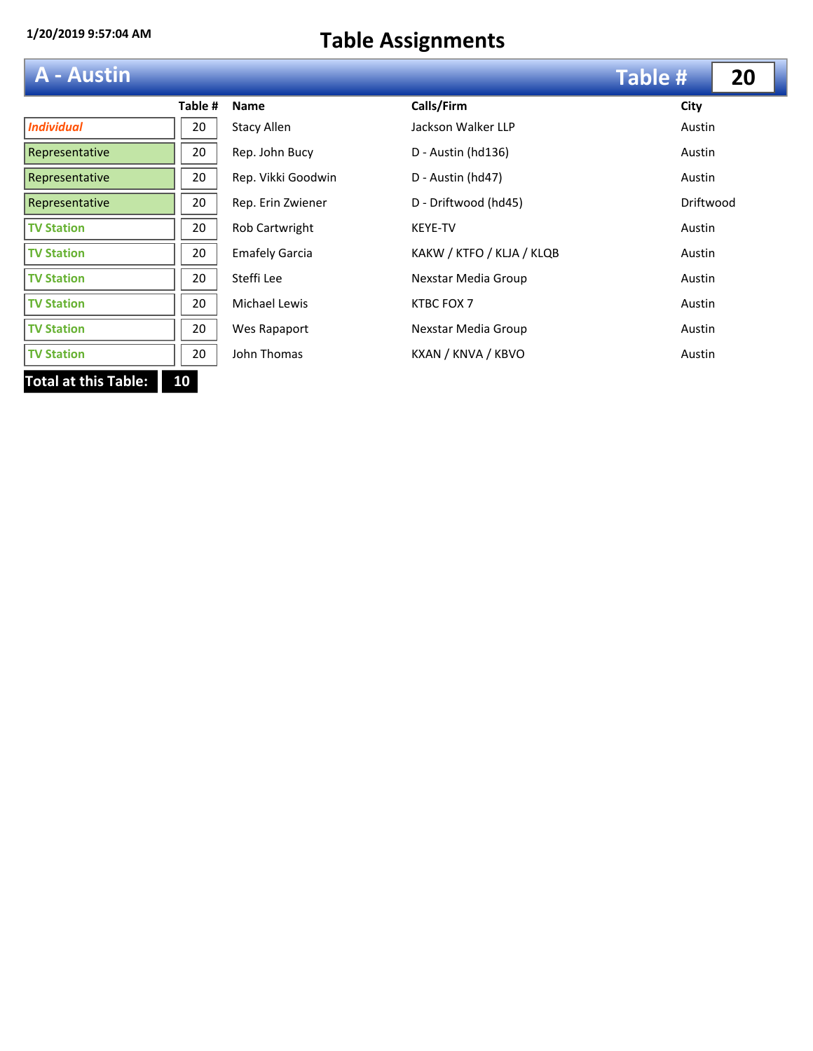1/20/2019 9:57:04 AM

# Table Assignments

## A - Austin — Table # 20

| | Table # | Name | Calls/Firm | City |
|---|---|---|---|---|
| *Individual* | 20 | Stacy Allen | Jackson Walker LLP | Austin |
| Representative | 20 | Rep. John Bucy | D - Austin (hd136) | Austin |
| Representative | 20 | Rep. Vikki Goodwin | D - Austin (hd47) | Austin |
| Representative | 20 | Rep. Erin Zwiener | D - Driftwood (hd45) | Driftwood |
| TV Station | 20 | Rob Cartwright | KEYE-TV | Austin |
| TV Station | 20 | Emafely Garcia | KAKW / KTFO / KLJA / KLQB | Austin |
| TV Station | 20 | Steffi Lee | Nexstar Media Group | Austin |
| TV Station | 20 | Michael Lewis | KTBC FOX 7 | Austin |
| TV Station | 20 | Wes Rapaport | Nexstar Media Group | Austin |
| TV Station | 20 | John Thomas | KXAN / KNVA / KBVO | Austin |

**Total at this Table: 10**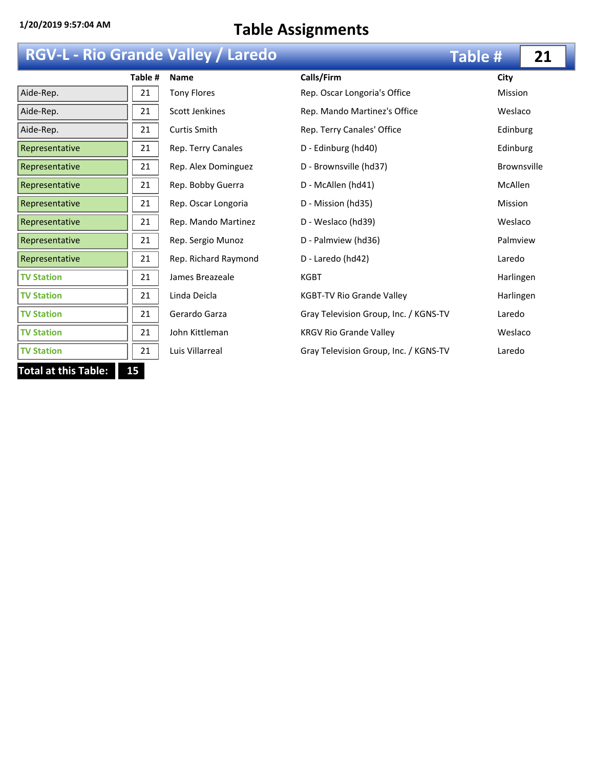1/20/2019 9:57:04 AM

# Table Assignments

## RGV-L - Rio Grande Valley / Laredo — Table # 21

| | Table # | Name | Calls/Firm | City |
|---|---|---|---|---|
| Aide-Rep. | 21 | Tony Flores | Rep. Oscar Longoria's Office | Mission |
| Aide-Rep. | 21 | Scott Jenkines | Rep. Mando Martinez's Office | Weslaco |
| Aide-Rep. | 21 | Curtis Smith | Rep. Terry Canales' Office | Edinburg |
| Representative | 21 | Rep. Terry Canales | D - Edinburg (hd40) | Edinburg |
| Representative | 21 | Rep. Alex Dominguez | D - Brownsville (hd37) | Brownsville |
| Representative | 21 | Rep. Bobby Guerra | D - McAllen (hd41) | McAllen |
| Representative | 21 | Rep. Oscar Longoria | D - Mission (hd35) | Mission |
| Representative | 21 | Rep. Mando Martinez | D - Weslaco (hd39) | Weslaco |
| Representative | 21 | Rep. Sergio Munoz | D - Palmview (hd36) | Palmview |
| Representative | 21 | Rep. Richard Raymond | D - Laredo (hd42) | Laredo |
| TV Station | 21 | James Breazeale | KGBT | Harlingen |
| TV Station | 21 | Linda Deicla | KGBT-TV Rio Grande Valley | Harlingen |
| TV Station | 21 | Gerardo Garza | Gray Television Group, Inc. / KGNS-TV | Laredo |
| TV Station | 21 | John Kittleman | KRGV Rio Grande Valley | Weslaco |
| TV Station | 21 | Luis Villarreal | Gray Television Group, Inc. / KGNS-TV | Laredo |

**Total at this Table: 15**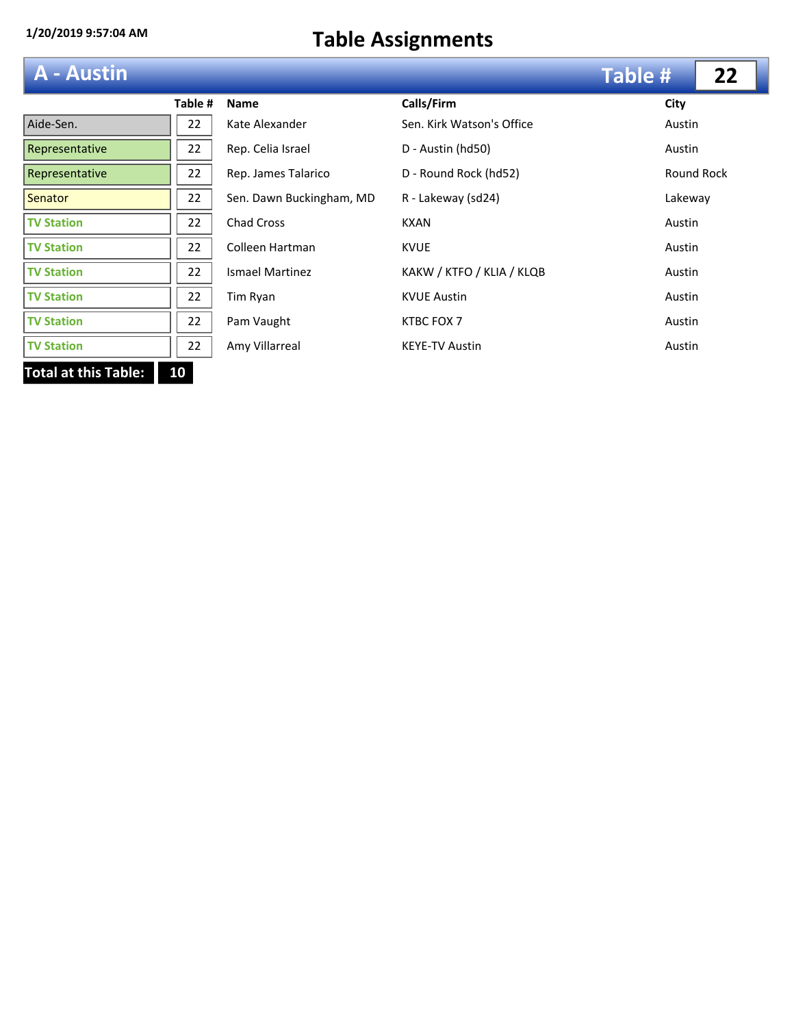1/20/2019 9:57:04 AM

# Table Assignments

## A - Austin — Table # 22

| | Table # | Name | Calls/Firm | City |
|---|---|---|---|---|
| Aide-Sen. | 22 | Kate Alexander | Sen. Kirk Watson's Office | Austin |
| Representative | 22 | Rep. Celia Israel | D - Austin (hd50) | Austin |
| Representative | 22 | Rep. James Talarico | D - Round Rock (hd52) | Round Rock |
| Senator | 22 | Sen. Dawn Buckingham, MD | R - Lakeway (sd24) | Lakeway |
| TV Station | 22 | Chad Cross | KXAN | Austin |
| TV Station | 22 | Colleen Hartman | KVUE | Austin |
| TV Station | 22 | Ismael Martinez | KAKW / KTFO / KLIA / KLQB | Austin |
| TV Station | 22 | Tim Ryan | KVUE Austin | Austin |
| TV Station | 22 | Pam Vaught | KTBC FOX 7 | Austin |
| TV Station | 22 | Amy Villarreal | KEYE-TV Austin | Austin |

**Total at this Table: 10**